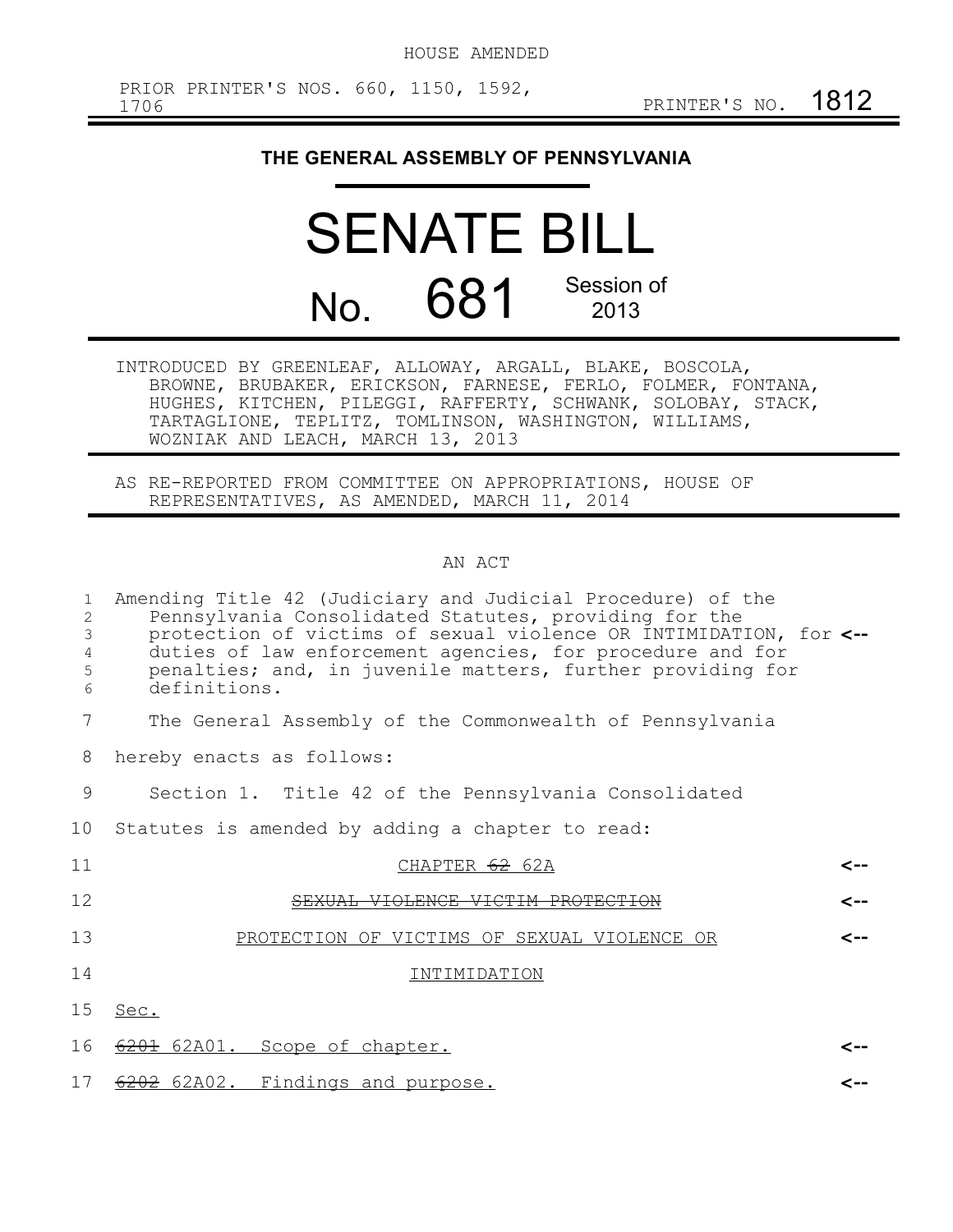HOUSE AMENDED

PRIOR PRINTER'S NOS. 660, 1150, 1592, 1706 PRINTER'S NO. 1812

# THE GENERAL ASSEMBLY OF PENNSYLVANIA

# SENATE BILL

## No. 681 Session of 2013

INTRODUCED BY GREENLEAF, ALLOWAY, ARGALL, BLAKE, BOSCOLA, BROWNE, BRUBAKER, ERICKSON, FARNESE, FERLO, FOLMER, FONTANA, HUGHES, KITCHEN, PILEGGI, RAFFERTY, SCHWANK, SOLOBAY, STACK, TARTAGLIONE, TEPLITZ, TOMLINSON, WASHINGTON, WILLIAMS, WOZNIAK AND LEACH, MARCH 13, 2013

AS RE-REPORTED FROM COMMITTEE ON APPROPRIATIONS, HOUSE OF REPRESENTATIVES, AS AMENDED, MARCH 11, 2014

AN ACT

1 Amending Title 42 (Judiciary and Judicial Procedure) of the
2 Pennsylvania Consolidated Statutes, providing for the
3 protection of victims of sexual violence OR INTIMIDATION, for <--
4 duties of law enforcement agencies, for procedure and for
5 penalties; and, in juvenile matters, further providing for
6 definitions.

7 The General Assembly of the Commonwealth of Pennsylvania
8 hereby enacts as follows:

9 Section 1. Title 42 of the Pennsylvania Consolidated
10 Statutes is amended by adding a chapter to read:

11 CHAPTER ~~62~~ 62A <--

12 ~~SEXUAL VIOLENCE VICTIM PROTECTION~~ <--

13 PROTECTION OF VICTIMS OF SEXUAL VIOLENCE OR <--
14 INTIMIDATION

15 Sec.

16 ~~6201~~ 62A01. Scope of chapter. <--

17 ~~6202~~ 62A02. Findings and purpose. <--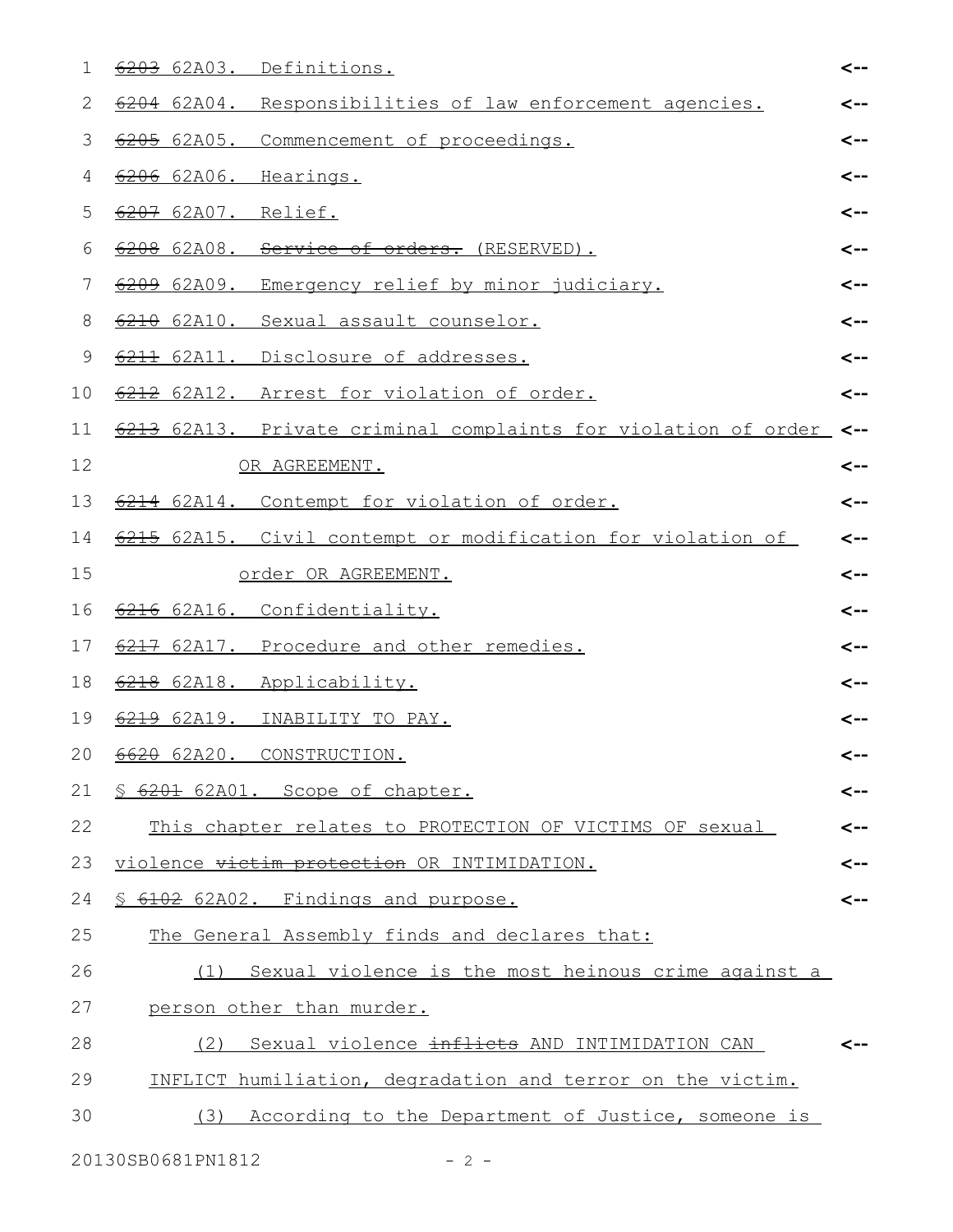~~6203~~ 62A03. Definitions.

~~6204~~ 62A04. Responsibilities of law enforcement agencies.

~~6205~~ 62A05. Commencement of proceedings.

~~6206~~ 62A06. Hearings.

~~6207~~ 62A07. Relief.

~~6208~~ 62A08. ~~Service of orders.~~ (RESERVED).

~~6209~~ 62A09. Emergency relief by minor judiciary.

~~6210~~ 62A10. Sexual assault counselor.

~~6211~~ 62A11. Disclosure of addresses.

~~6212~~ 62A12. Arrest for violation of order.

~~6213~~ 62A13. Private criminal complaints for violation of order OR AGREEMENT.

~~6214~~ 62A14. Contempt for violation of order.

~~6215~~ 62A15. Civil contempt or modification for violation of order OR AGREEMENT.

~~6216~~ 62A16. Confidentiality.

~~6217~~ 62A17. Procedure and other remedies.

~~6218~~ 62A18. Applicability.

~~6219~~ 62A19. INABILITY TO PAY.

~~6620~~ 62A20. CONSTRUCTION.

§ ~~6201~~ 62A01. Scope of chapter.

This chapter relates to PROTECTION OF VICTIMS OF sexual violence ~~victim protection~~ OR INTIMIDATION.

§ ~~6102~~ 62A02. Findings and purpose.

The General Assembly finds and declares that:

(1) Sexual violence is the most heinous crime against a person other than murder.

(2) Sexual violence ~~inflicts~~ AND INTIMIDATION CAN INFLICT humiliation, degradation and terror on the victim.

(3) According to the Department of Justice, someone is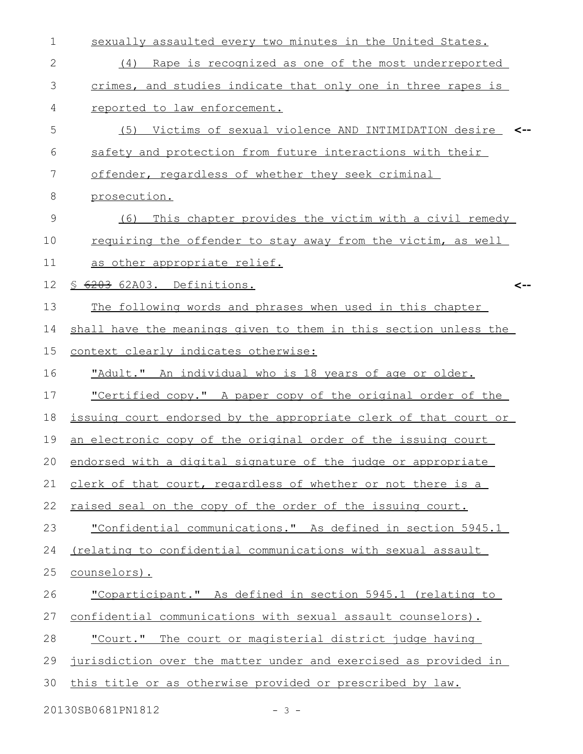sexually assaulted every two minutes in the United States.

(4) Rape is recognized as one of the most underreported crimes, and studies indicate that only one in three rapes is reported to law enforcement.

(5) Victims of sexual violence AND INTIMIDATION desire safety and protection from future interactions with their offender, regardless of whether they seek criminal prosecution.

(6) This chapter provides the victim with a civil remedy requiring the offender to stay away from the victim, as well as other appropriate relief.

§ ~~6203~~ 62A03. Definitions.

The following words and phrases when used in this chapter shall have the meanings given to them in this section unless the context clearly indicates otherwise:

"Adult." An individual who is 18 years of age or older.

"Certified copy." A paper copy of the original order of the issuing court endorsed by the appropriate clerk of that court or an electronic copy of the original order of the issuing court endorsed with a digital signature of the judge or appropriate clerk of that court, regardless of whether or not there is a raised seal on the copy of the order of the issuing court.

"Confidential communications." As defined in section 5945.1 (relating to confidential communications with sexual assault counselors).

"Coparticipant." As defined in section 5945.1 (relating to confidential communications with sexual assault counselors).

"Court." The court or magisterial district judge having jurisdiction over the matter under and exercised as provided in this title or as otherwise provided or prescribed by law.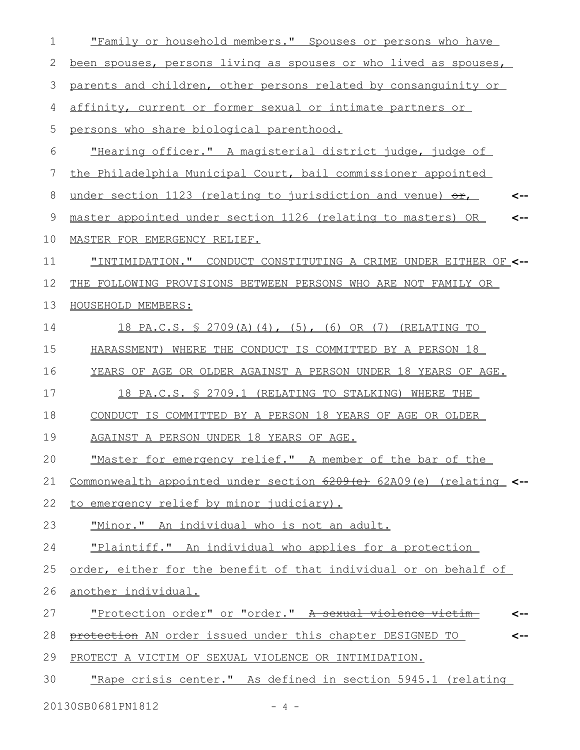"Family or household members." Spouses or persons who have been spouses, persons living as spouses or who lived as spouses, parents and children, other persons related by consanguinity or affinity, current or former sexual or intimate partners or persons who share biological parenthood.

"Hearing officer." A magisterial district judge, judge of the Philadelphia Municipal Court, bail commissioner appointed under section 1123 (relating to jurisdiction and venue) ~~or~~, master appointed under section 1126 (relating to masters) OR MASTER FOR EMERGENCY RELIEF.

"INTIMIDATION." CONDUCT CONSTITUTING A CRIME UNDER EITHER OF THE FOLLOWING PROVISIONS BETWEEN PERSONS WHO ARE NOT FAMILY OR HOUSEHOLD MEMBERS:

18 PA.C.S. § 2709(A)(4), (5), (6) OR (7) (RELATING TO HARASSMENT) WHERE THE CONDUCT IS COMMITTED BY A PERSON 18 YEARS OF AGE OR OLDER AGAINST A PERSON UNDER 18 YEARS OF AGE.

18 PA.C.S. § 2709.1 (RELATING TO STALKING) WHERE THE CONDUCT IS COMMITTED BY A PERSON 18 YEARS OF AGE OR OLDER AGAINST A PERSON UNDER 18 YEARS OF AGE.

"Master for emergency relief." A member of the bar of the Commonwealth appointed under section ~~6209(e)~~ 62A09(e) (relating to emergency relief by minor judiciary).

"Minor." An individual who is not an adult.

"Plaintiff." An individual who applies for a protection order, either for the benefit of that individual or on behalf of another individual.

"Protection order" or "order." ~~A sexual violence victim protection~~ AN order issued under this chapter DESIGNED TO PROTECT A VICTIM OF SEXUAL VIOLENCE OR INTIMIDATION.

"Rape crisis center." As defined in section 5945.1 (relating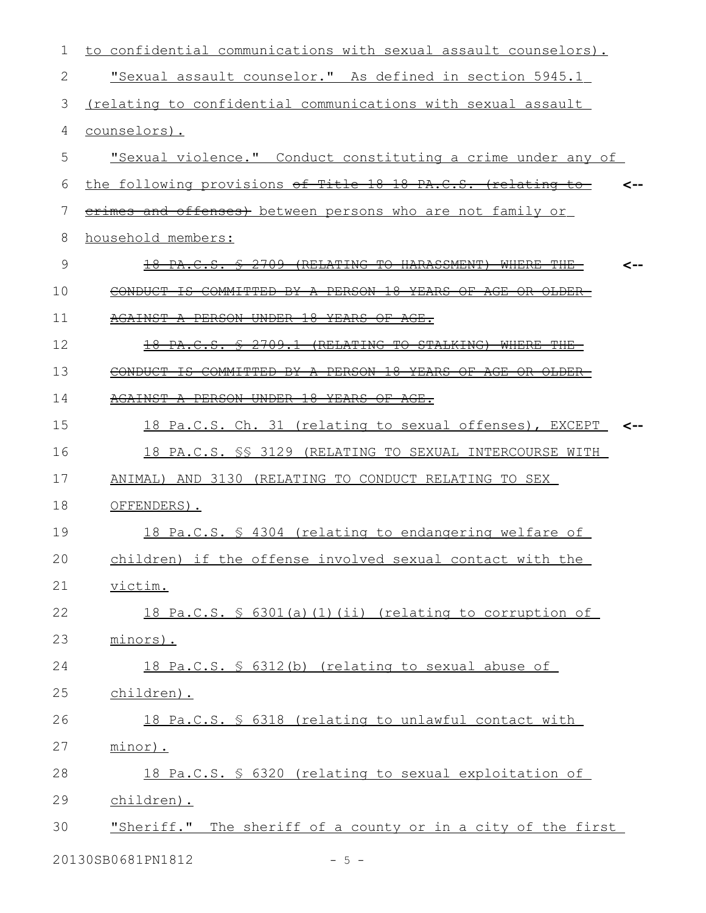to confidential communications with sexual assault counselors).

"Sexual assault counselor." As defined in section 5945.1 (relating to confidential communications with sexual assault counselors).

"Sexual violence." Conduct constituting a crime under any of the following provisions ~~of Title 18 18 PA.C.S. (relating to crimes and offenses)~~ between persons who are not family or household members:

~~18 PA.C.S. § 2709 (RELATING TO HARASSMENT) WHERE THE CONDUCT IS COMMITTED BY A PERSON 18 YEARS OF AGE OR OLDER AGAINST A PERSON UNDER 18 YEARS OF AGE.~~

~~18 PA.C.S. § 2709.1 (RELATING TO STALKING) WHERE THE CONDUCT IS COMMITTED BY A PERSON 18 YEARS OF AGE OR OLDER AGAINST A PERSON UNDER 18 YEARS OF AGE.~~

18 Pa.C.S. Ch. 31 (relating to sexual offenses), EXCEPT 18 PA.C.S. §§ 3129 (RELATING TO SEXUAL INTERCOURSE WITH ANIMAL) AND 3130 (RELATING TO CONDUCT RELATING TO SEX OFFENDERS).

18 Pa.C.S. § 4304 (relating to endangering welfare of children) if the offense involved sexual contact with the victim.

18 Pa.C.S. § 6301(a)(1)(ii) (relating to corruption of minors).

18 Pa.C.S. § 6312(b) (relating to sexual abuse of children).

18 Pa.C.S. § 6318 (relating to unlawful contact with minor).

18 Pa.C.S. § 6320 (relating to sexual exploitation of children).

"Sheriff." The sheriff of a county or in a city of the first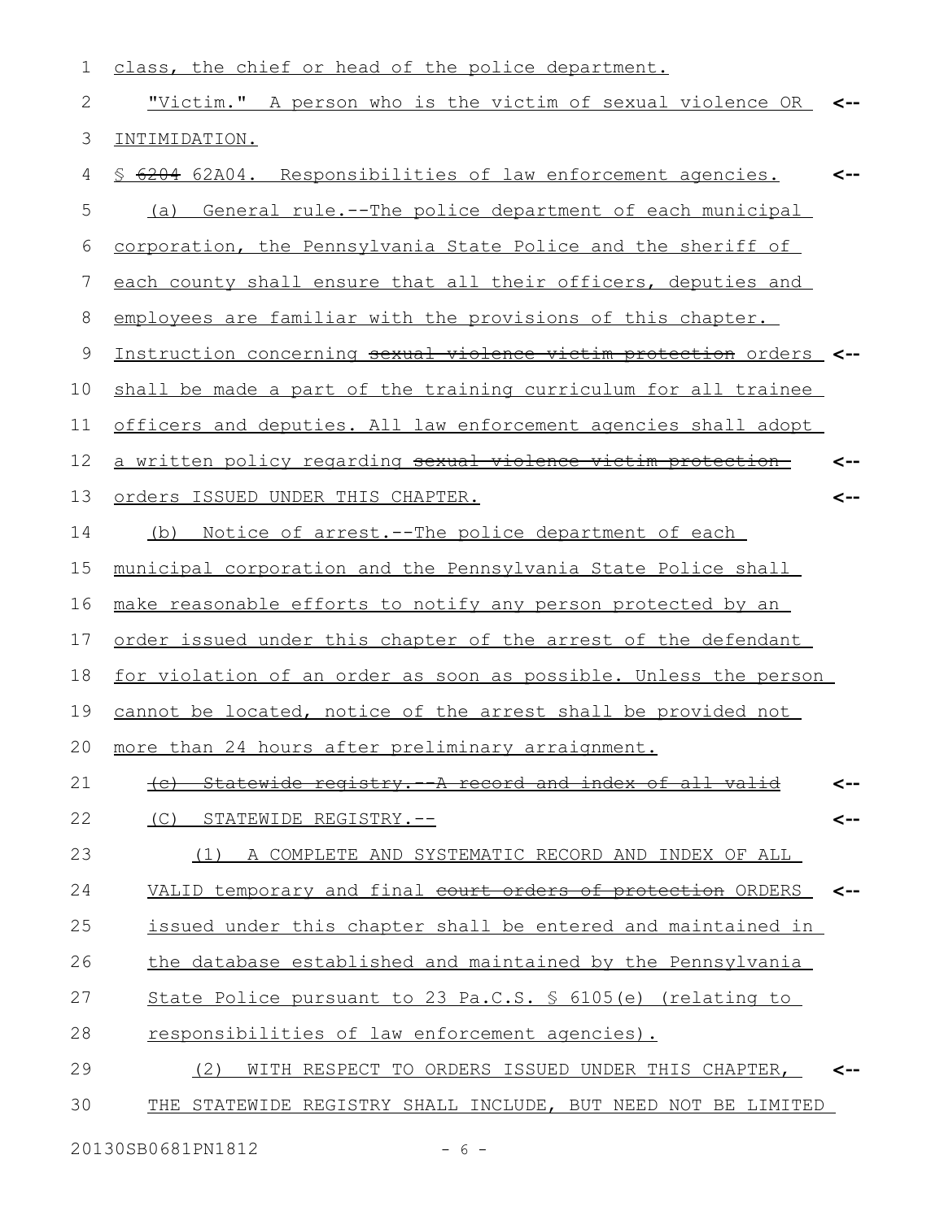class, the chief or head of the police department.

"Victim." A person who is the victim of sexual violence OR INTIMIDATION.

§ ~~6204~~ 62A04. Responsibilities of law enforcement agencies.

(a) General rule.--The police department of each municipal corporation, the Pennsylvania State Police and the sheriff of each county shall ensure that all their officers, deputies and employees are familiar with the provisions of this chapter. Instruction concerning ~~sexual violence victim protection~~ orders shall be made a part of the training curriculum for all trainee officers and deputies. All law enforcement agencies shall adopt a written policy regarding ~~sexual violence victim protection~~ orders ISSUED UNDER THIS CHAPTER.

(b) Notice of arrest.--The police department of each municipal corporation and the Pennsylvania State Police shall make reasonable efforts to notify any person protected by an order issued under this chapter of the arrest of the defendant for violation of an order as soon as possible. Unless the person cannot be located, notice of the arrest shall be provided not more than 24 hours after preliminary arraignment.

~~(c) Statewide registry.--A record and index of all valid~~

(C) STATEWIDE REGISTRY.--

(1) A COMPLETE AND SYSTEMATIC RECORD AND INDEX OF ALL VALID temporary and final ~~court orders of protection~~ ORDERS issued under this chapter shall be entered and maintained in the database established and maintained by the Pennsylvania State Police pursuant to 23 Pa.C.S. § 6105(e) (relating to responsibilities of law enforcement agencies).

(2) WITH RESPECT TO ORDERS ISSUED UNDER THIS CHAPTER, THE STATEWIDE REGISTRY SHALL INCLUDE, BUT NEED NOT BE LIMITED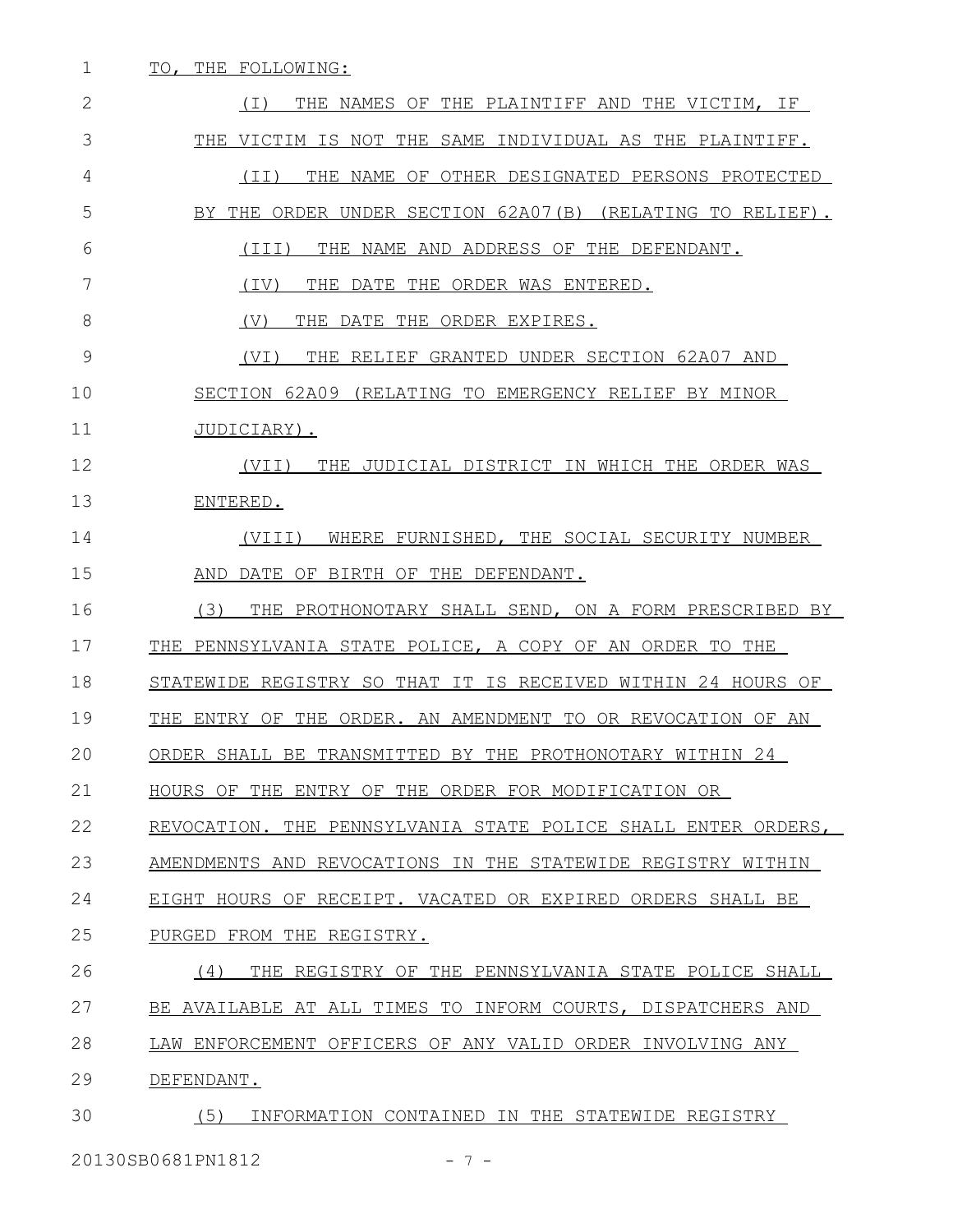TO, THE FOLLOWING:

(I) THE NAMES OF THE PLAINTIFF AND THE VICTIM, IF THE VICTIM IS NOT THE SAME INDIVIDUAL AS THE PLAINTIFF.

(II) THE NAME OF OTHER DESIGNATED PERSONS PROTECTED BY THE ORDER UNDER SECTION 62A07(B) (RELATING TO RELIEF).

(III) THE NAME AND ADDRESS OF THE DEFENDANT.

(IV) THE DATE THE ORDER WAS ENTERED.

(V) THE DATE THE ORDER EXPIRES.

(VI) THE RELIEF GRANTED UNDER SECTION 62A07 AND SECTION 62A09 (RELATING TO EMERGENCY RELIEF BY MINOR JUDICIARY).

(VII) THE JUDICIAL DISTRICT IN WHICH THE ORDER WAS ENTERED.

(VIII) WHERE FURNISHED, THE SOCIAL SECURITY NUMBER AND DATE OF BIRTH OF THE DEFENDANT.

(3) THE PROTHONOTARY SHALL SEND, ON A FORM PRESCRIBED BY THE PENNSYLVANIA STATE POLICE, A COPY OF AN ORDER TO THE STATEWIDE REGISTRY SO THAT IT IS RECEIVED WITHIN 24 HOURS OF THE ENTRY OF THE ORDER. AN AMENDMENT TO OR REVOCATION OF AN ORDER SHALL BE TRANSMITTED BY THE PROTHONOTARY WITHIN 24 HOURS OF THE ENTRY OF THE ORDER FOR MODIFICATION OR REVOCATION. THE PENNSYLVANIA STATE POLICE SHALL ENTER ORDERS, AMENDMENTS AND REVOCATIONS IN THE STATEWIDE REGISTRY WITHIN EIGHT HOURS OF RECEIPT. VACATED OR EXPIRED ORDERS SHALL BE PURGED FROM THE REGISTRY.

(4) THE REGISTRY OF THE PENNSYLVANIA STATE POLICE SHALL BE AVAILABLE AT ALL TIMES TO INFORM COURTS, DISPATCHERS AND LAW ENFORCEMENT OFFICERS OF ANY VALID ORDER INVOLVING ANY DEFENDANT.

(5) INFORMATION CONTAINED IN THE STATEWIDE REGISTRY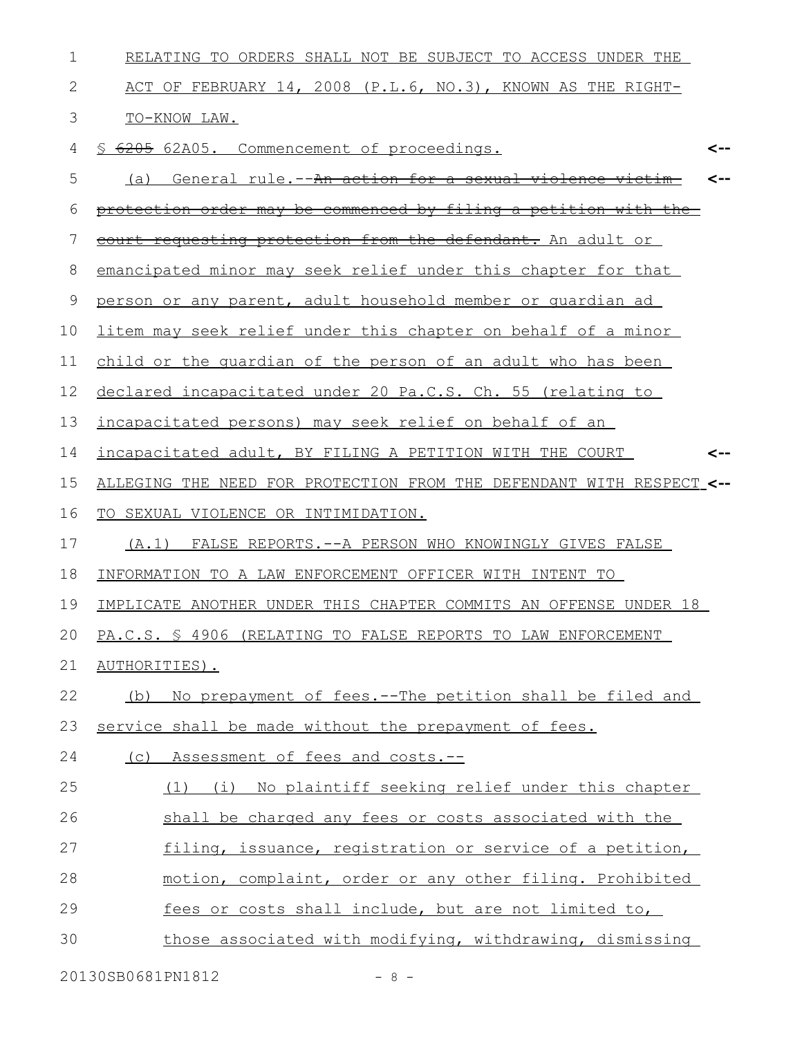RELATING TO ORDERS SHALL NOT BE SUBJECT TO ACCESS UNDER THE ACT OF FEBRUARY 14, 2008 (P.L.6, NO.3), KNOWN AS THE RIGHT-TO-KNOW LAW.

§ ~~6205~~ 62A05. Commencement of proceedings.

(a) General rule.--~~An action for a sexual violence victim protection order may be commenced by filing a petition with the court requesting protection from the defendant.~~ An adult or emancipated minor may seek relief under this chapter for that person or any parent, adult household member or guardian ad litem may seek relief under this chapter on behalf of a minor child or the guardian of the person of an adult who has been declared incapacitated under 20 Pa.C.S. Ch. 55 (relating to incapacitated persons) may seek relief on behalf of an incapacitated adult, BY FILING A PETITION WITH THE COURT ALLEGING THE NEED FOR PROTECTION FROM THE DEFENDANT WITH RESPECT TO SEXUAL VIOLENCE OR INTIMIDATION.

(A.1) FALSE REPORTS.--A PERSON WHO KNOWINGLY GIVES FALSE INFORMATION TO A LAW ENFORCEMENT OFFICER WITH INTENT TO IMPLICATE ANOTHER UNDER THIS CHAPTER COMMITS AN OFFENSE UNDER 18 PA.C.S. § 4906 (RELATING TO FALSE REPORTS TO LAW ENFORCEMENT AUTHORITIES).

(b) No prepayment of fees.--The petition shall be filed and service shall be made without the prepayment of fees.

(c) Assessment of fees and costs.--

(1) (i) No plaintiff seeking relief under this chapter shall be charged any fees or costs associated with the filing, issuance, registration or service of a petition, motion, complaint, order or any other filing. Prohibited fees or costs shall include, but are not limited to, those associated with modifying, withdrawing, dismissing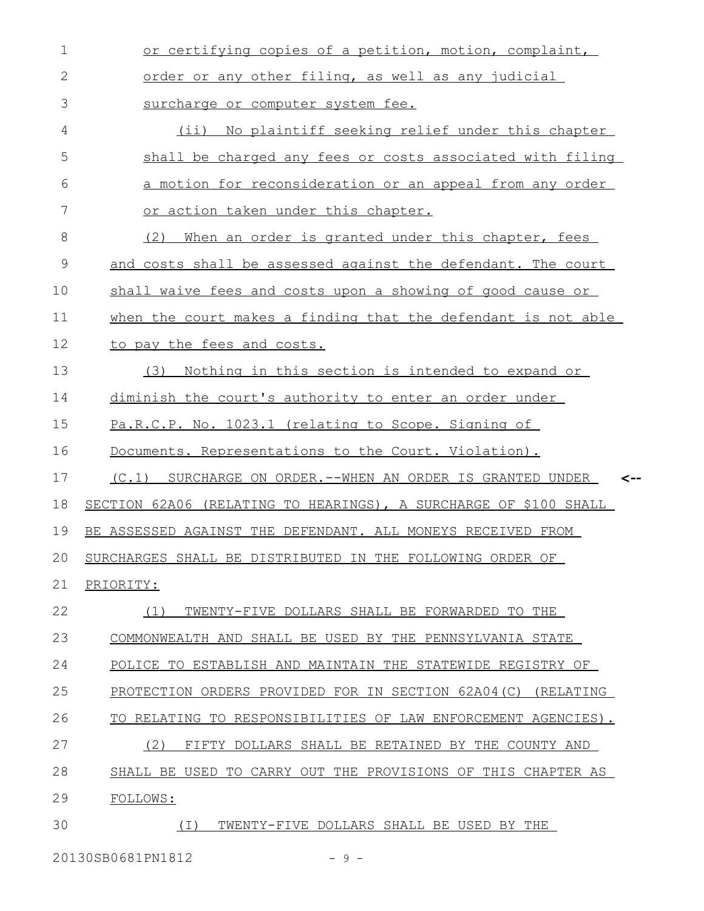or certifying copies of a petition, motion, complaint, order or any other filing, as well as any judicial surcharge or computer system fee.

(ii) No plaintiff seeking relief under this chapter shall be charged any fees or costs associated with filing a motion for reconsideration or an appeal from any order or action taken under this chapter.

(2) When an order is granted under this chapter, fees and costs shall be assessed against the defendant. The court shall waive fees and costs upon a showing of good cause or when the court makes a finding that the defendant is not able to pay the fees and costs.

(3) Nothing in this section is intended to expand or diminish the court's authority to enter an order under Pa.R.C.P. No. 1023.1 (relating to Scope. Signing of Documents. Representations to the Court. Violation).

(C.1) SURCHARGE ON ORDER.--WHEN AN ORDER IS GRANTED UNDER SECTION 62A06 (RELATING TO HEARINGS), A SURCHARGE OF $100 SHALL BE ASSESSED AGAINST THE DEFENDANT. ALL MONEYS RECEIVED FROM SURCHARGES SHALL BE DISTRIBUTED IN THE FOLLOWING ORDER OF PRIORITY:

(1) TWENTY-FIVE DOLLARS SHALL BE FORWARDED TO THE COMMONWEALTH AND SHALL BE USED BY THE PENNSYLVANIA STATE POLICE TO ESTABLISH AND MAINTAIN THE STATEWIDE REGISTRY OF PROTECTION ORDERS PROVIDED FOR IN SECTION 62A04(C) (RELATING TO RELATING TO RESPONSIBILITIES OF LAW ENFORCEMENT AGENCIES).

(2) FIFTY DOLLARS SHALL BE RETAINED BY THE COUNTY AND SHALL BE USED TO CARRY OUT THE PROVISIONS OF THIS CHAPTER AS FOLLOWS:

(I) TWENTY-FIVE DOLLARS SHALL BE USED BY THE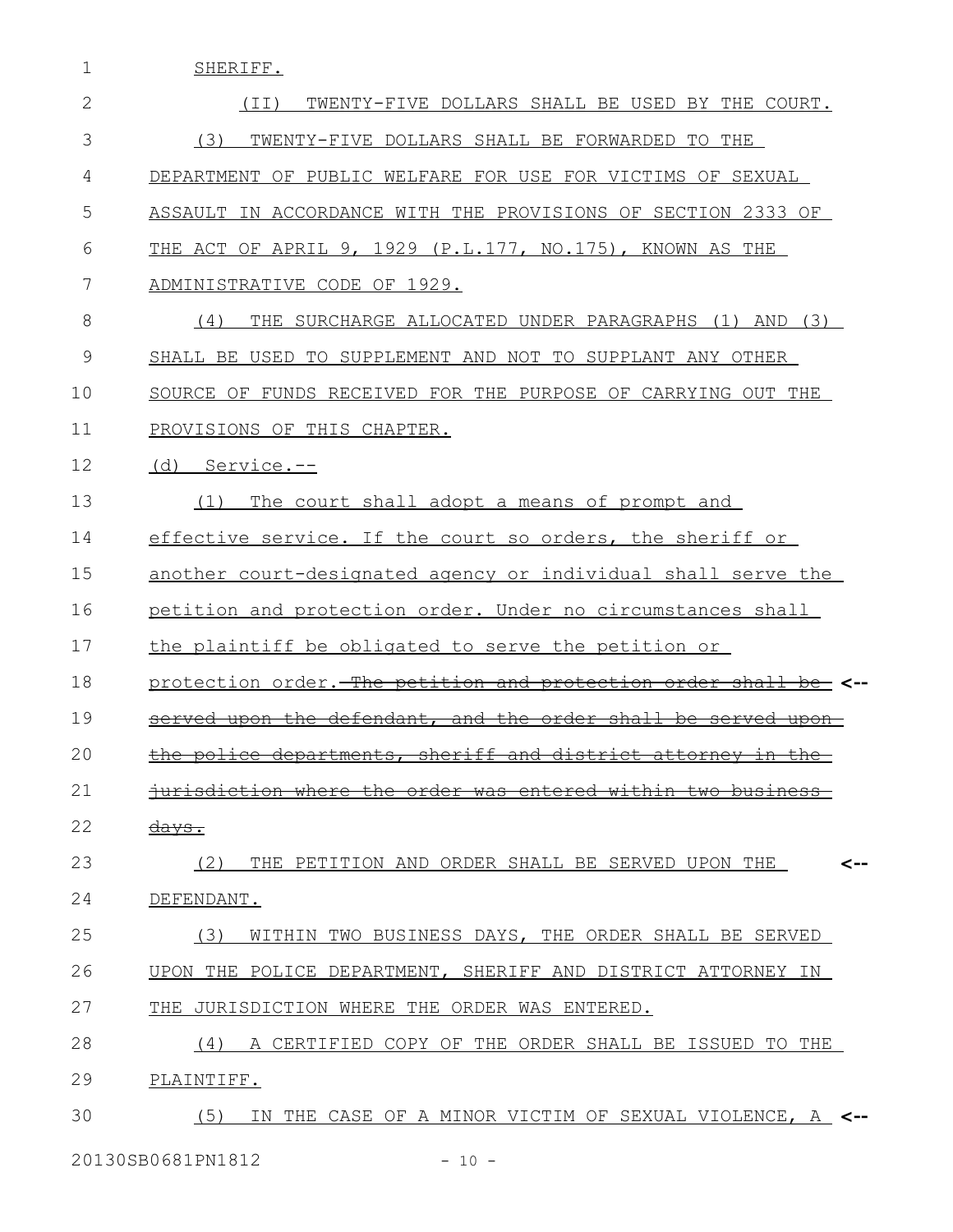SHERIFF.

(II) TWENTY-FIVE DOLLARS SHALL BE USED BY THE COURT.

(3) TWENTY-FIVE DOLLARS SHALL BE FORWARDED TO THE DEPARTMENT OF PUBLIC WELFARE FOR USE FOR VICTIMS OF SEXUAL ASSAULT IN ACCORDANCE WITH THE PROVISIONS OF SECTION 2333 OF THE ACT OF APRIL 9, 1929 (P.L.177, NO.175), KNOWN AS THE ADMINISTRATIVE CODE OF 1929.

(4) THE SURCHARGE ALLOCATED UNDER PARAGRAPHS (1) AND (3) SHALL BE USED TO SUPPLEMENT AND NOT TO SUPPLANT ANY OTHER SOURCE OF FUNDS RECEIVED FOR THE PURPOSE OF CARRYING OUT THE PROVISIONS OF THIS CHAPTER.

(d) Service.--

(1) The court shall adopt a means of prompt and effective service. If the court so orders, the sheriff or another court-designated agency or individual shall serve the petition and protection order. Under no circumstances shall the plaintiff be obligated to serve the petition or protection order. ~~The petition and protection order shall be served upon the defendant, and the order shall be served upon the police departments, sheriff and district attorney in the jurisdiction where the order was entered within two business days.~~ <--

(2) THE PETITION AND ORDER SHALL BE SERVED UPON THE DEFENDANT. <--

(3) WITHIN TWO BUSINESS DAYS, THE ORDER SHALL BE SERVED UPON THE POLICE DEPARTMENT, SHERIFF AND DISTRICT ATTORNEY IN THE JURISDICTION WHERE THE ORDER WAS ENTERED.

(4) A CERTIFIED COPY OF THE ORDER SHALL BE ISSUED TO THE PLAINTIFF.

(5) IN THE CASE OF A MINOR VICTIM OF SEXUAL VIOLENCE, A <--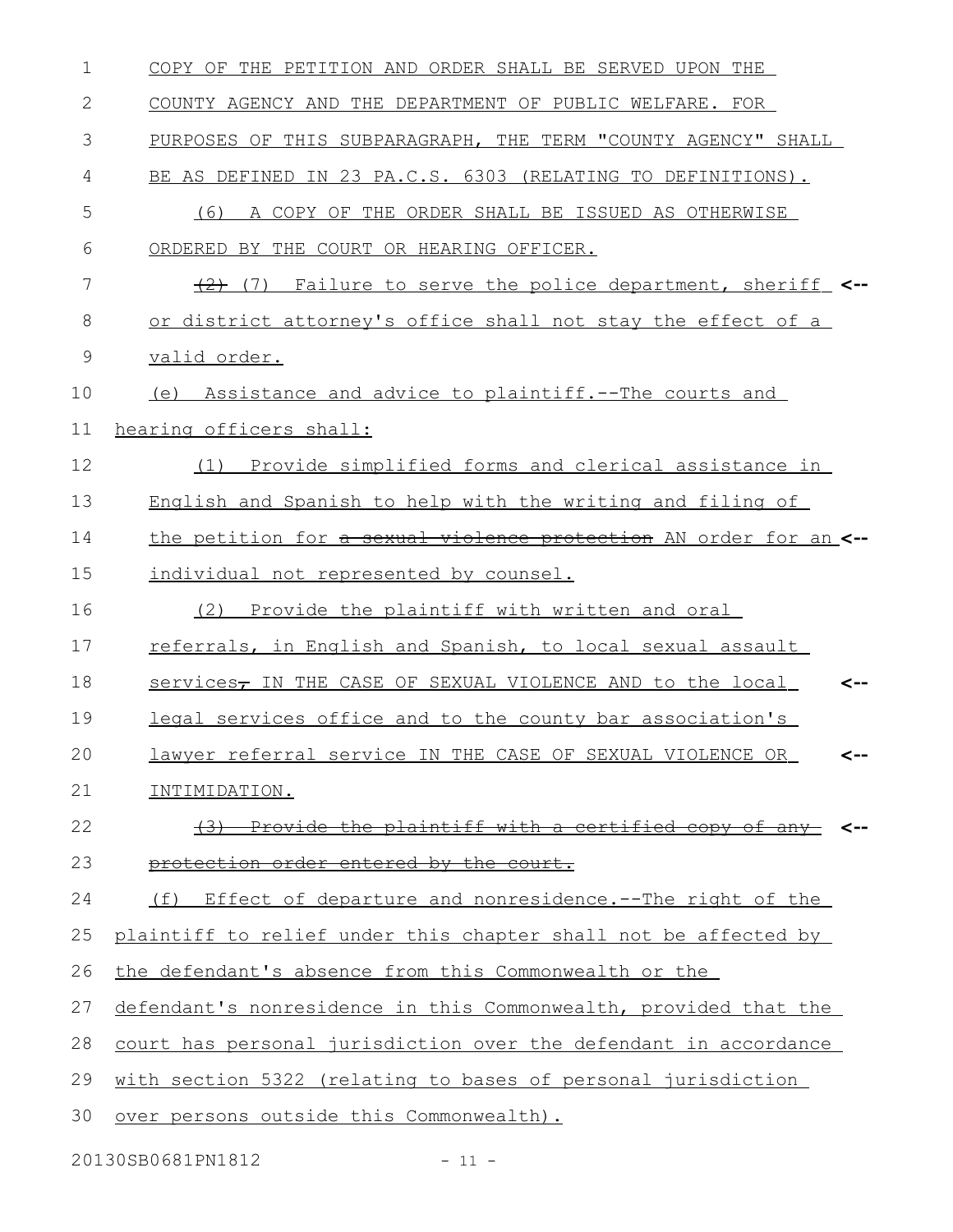COPY OF THE PETITION AND ORDER SHALL BE SERVED UPON THE COUNTY AGENCY AND THE DEPARTMENT OF PUBLIC WELFARE. FOR PURPOSES OF THIS SUBPARAGRAPH, THE TERM "COUNTY AGENCY" SHALL BE AS DEFINED IN 23 PA.C.S. 6303 (RELATING TO DEFINITIONS).

(6) A COPY OF THE ORDER SHALL BE ISSUED AS OTHERWISE ORDERED BY THE COURT OR HEARING OFFICER.

~~(2)~~ (7) Failure to serve the police department, sheriff or district attorney's office shall not stay the effect of a valid order.

(e) Assistance and advice to plaintiff.--The courts and hearing officers shall:

(1) Provide simplified forms and clerical assistance in English and Spanish to help with the writing and filing of the petition for ~~a sexual violence protection~~ AN order for an individual not represented by counsel.

(2) Provide the plaintiff with written and oral referrals, in English and Spanish, to local sexual assault services~~,~~ IN THE CASE OF SEXUAL VIOLENCE AND to the local legal services office and to the county bar association's lawyer referral service IN THE CASE OF SEXUAL VIOLENCE OR INTIMIDATION.

~~(3) Provide the plaintiff with a certified copy of any protection order entered by the court.~~

(f) Effect of departure and nonresidence.--The right of the plaintiff to relief under this chapter shall not be affected by the defendant's absence from this Commonwealth or the defendant's nonresidence in this Commonwealth, provided that the court has personal jurisdiction over the defendant in accordance with section 5322 (relating to bases of personal jurisdiction over persons outside this Commonwealth).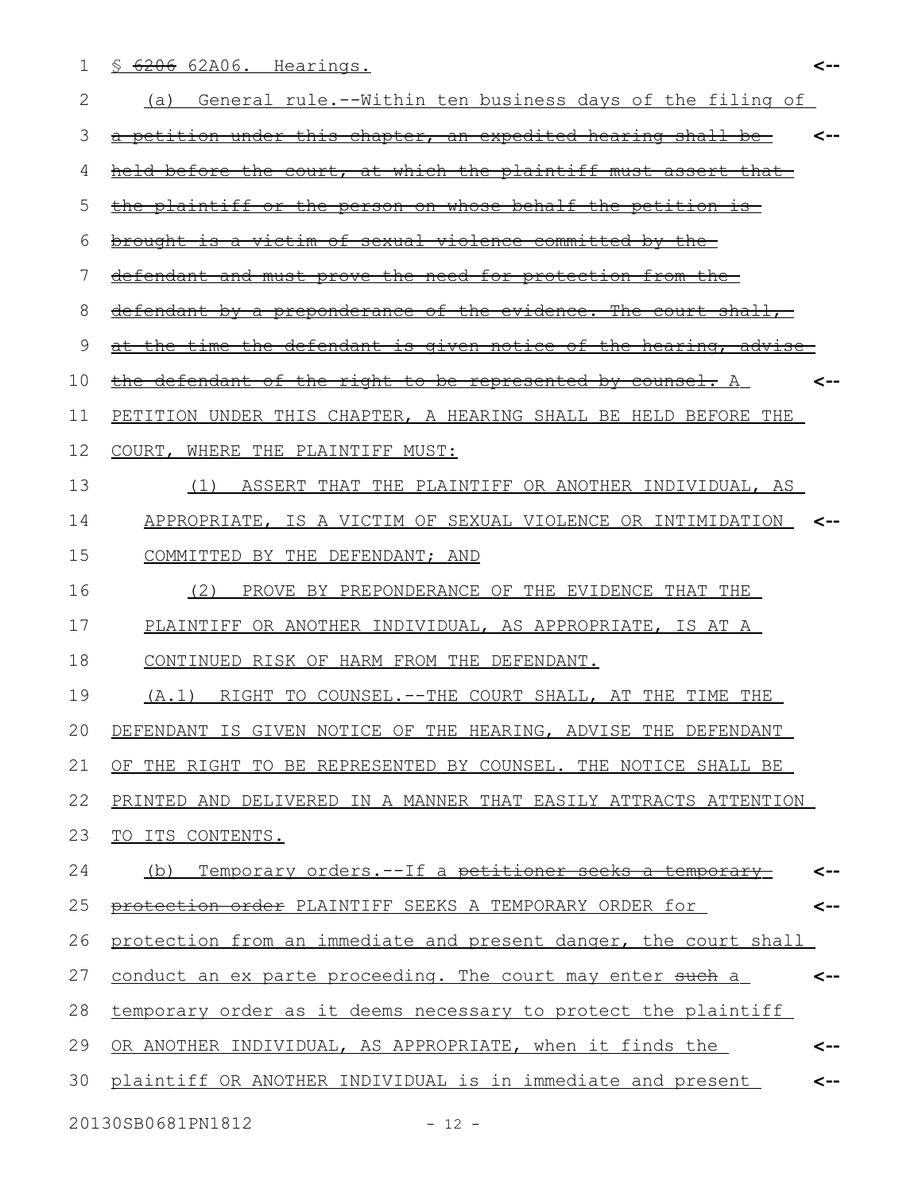§ ~~6206~~ 62A06. Hearings.

(a) General rule.--Within ten business days of the filing of ~~a petition under this chapter, an expedited hearing shall be held before the court, at which the plaintiff must assert that the plaintiff or the person on whose behalf the petition is brought is a victim of sexual violence committed by the defendant and must prove the need for protection from the defendant by a preponderance of the evidence. The court shall, at the time the defendant is given notice of the hearing, advise the defendant of the right to be represented by counsel.~~ A PETITION UNDER THIS CHAPTER, A HEARING SHALL BE HELD BEFORE THE COURT, WHERE THE PLAINTIFF MUST:

(1) ASSERT THAT THE PLAINTIFF OR ANOTHER INDIVIDUAL, AS APPROPRIATE, IS A VICTIM OF SEXUAL VIOLENCE OR INTIMIDATION COMMITTED BY THE DEFENDANT; AND

(2) PROVE BY PREPONDERANCE OF THE EVIDENCE THAT THE PLAINTIFF OR ANOTHER INDIVIDUAL, AS APPROPRIATE, IS AT A CONTINUED RISK OF HARM FROM THE DEFENDANT.

(A.1) RIGHT TO COUNSEL.--THE COURT SHALL, AT THE TIME THE DEFENDANT IS GIVEN NOTICE OF THE HEARING, ADVISE THE DEFENDANT OF THE RIGHT TO BE REPRESENTED BY COUNSEL. THE NOTICE SHALL BE PRINTED AND DELIVERED IN A MANNER THAT EASILY ATTRACTS ATTENTION TO ITS CONTENTS.

(b) Temporary orders.--If a ~~petitioner seeks a temporary protection order~~ PLAINTIFF SEEKS A TEMPORARY ORDER for protection from an immediate and present danger, the court shall conduct an ex parte proceeding. The court may enter ~~such~~ a temporary order as it deems necessary to protect the plaintiff OR ANOTHER INDIVIDUAL, AS APPROPRIATE, when it finds the plaintiff OR ANOTHER INDIVIDUAL is in immediate and present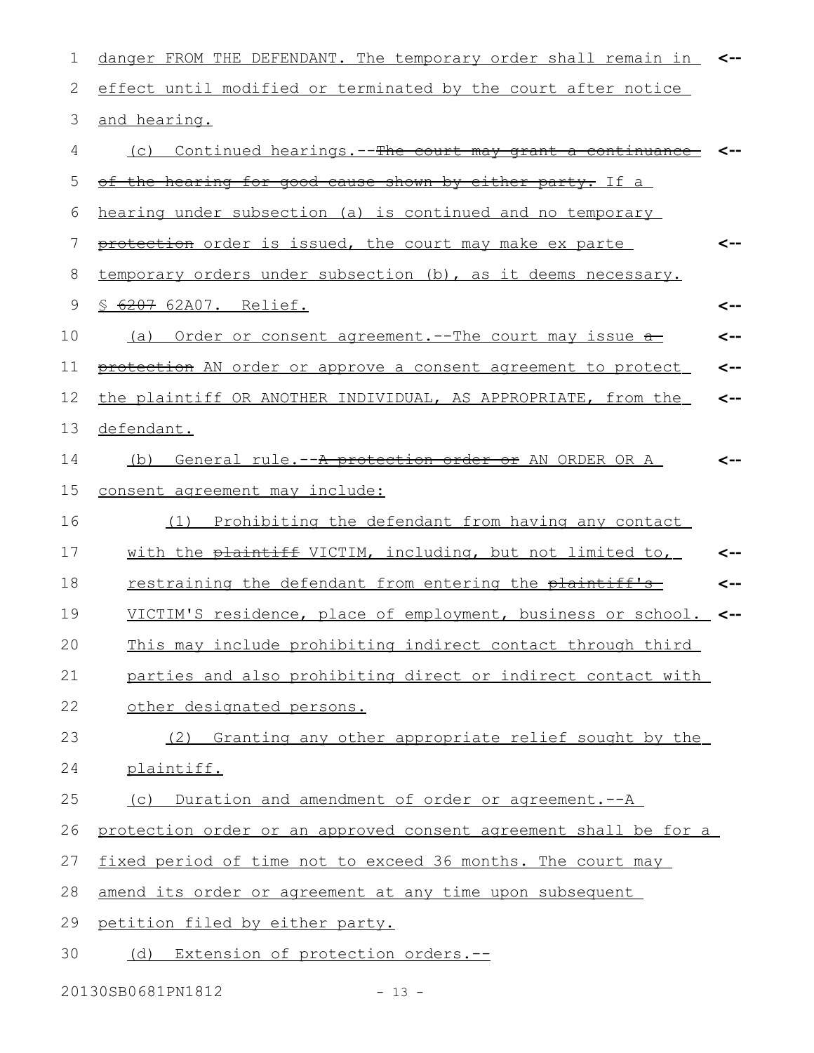danger FROM THE DEFENDANT. The temporary order shall remain in effect until modified or terminated by the court after notice and hearing.

(c) Continued hearings.--~~The court may grant a continuance of the hearing for good cause shown by either party.~~ If a hearing under subsection (a) is continued and no temporary ~~protection~~ order is issued, the court may make ex parte temporary orders under subsection (b), as it deems necessary.

§ ~~6207~~ 62A07. Relief.

(a) Order or consent agreement.--The court may issue ~~a protection~~ AN order or approve a consent agreement to protect the plaintiff OR ANOTHER INDIVIDUAL, AS APPROPRIATE, from the defendant.

(b) General rule.--~~A protection order or~~ AN ORDER OR A consent agreement may include:

(1) Prohibiting the defendant from having any contact with the ~~plaintiff~~ VICTIM, including, but not limited to, restraining the defendant from entering the ~~plaintiff's~~ VICTIM'S residence, place of employment, business or school. This may include prohibiting indirect contact through third parties and also prohibiting direct or indirect contact with other designated persons.

(2) Granting any other appropriate relief sought by the plaintiff.

(c) Duration and amendment of order or agreement.--A protection order or an approved consent agreement shall be for a fixed period of time not to exceed 36 months. The court may amend its order or agreement at any time upon subsequent petition filed by either party.

(d) Extension of protection orders.--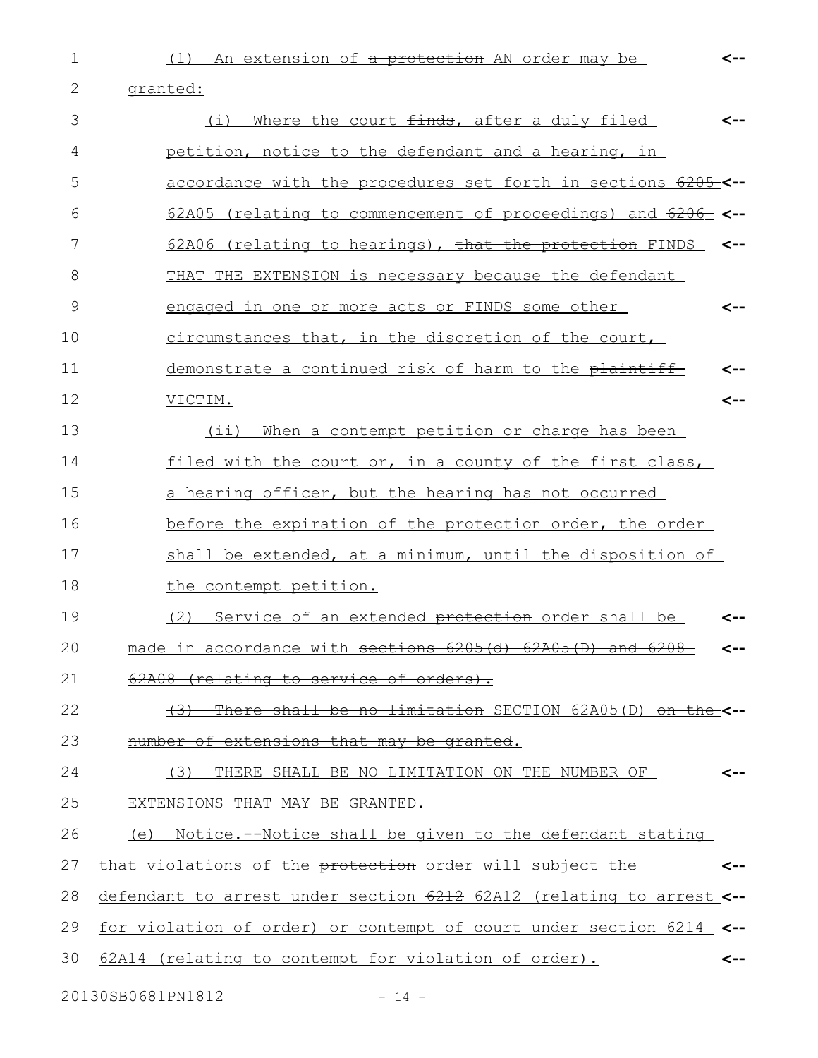(1) An extension of ~~a protection~~ AN order may be granted:

(i) Where the court ~~finds~~, after a duly filed petition, notice to the defendant and a hearing, in accordance with the procedures set forth in sections ~~6205~~ 62A05 (relating to commencement of proceedings) and ~~6206~~ 62A06 (relating to hearings), ~~that the protection~~ FINDS THAT THE EXTENSION is necessary because the defendant engaged in one or more acts or FINDS some other circumstances that, in the discretion of the court, demonstrate a continued risk of harm to the ~~plaintiff~~ VICTIM.

(ii) When a contempt petition or charge has been filed with the court or, in a county of the first class, a hearing officer, but the hearing has not occurred before the expiration of the protection order, the order shall be extended, at a minimum, until the disposition of the contempt petition.

(2) Service of an extended ~~protection~~ order shall be made in accordance with ~~sections 6205(d) 62A05(D) and 6208 62A08 (relating to service of orders).~~

~~(3) There shall be no limitation~~ SECTION 62A05(D) ~~on the number of extensions that may be granted~~.

(3) THERE SHALL BE NO LIMITATION ON THE NUMBER OF EXTENSIONS THAT MAY BE GRANTED.

(e) Notice.--Notice shall be given to the defendant stating that violations of the ~~protection~~ order will subject the defendant to arrest under section ~~6212~~ 62A12 (relating to arrest for violation of order) or contempt of court under section ~~6214~~ 62A14 (relating to contempt for violation of order).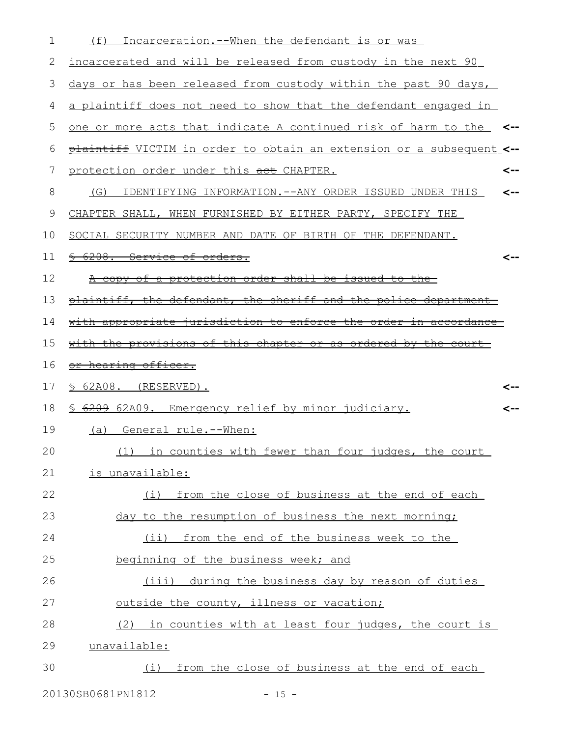(f) Incarceration.--When the defendant is or was incarcerated and will be released from custody in the next 90 days or has been released from custody within the past 90 days, a plaintiff does not need to show that the defendant engaged in one or more acts that indicate A continued risk of harm to the ~~plaintiff~~ VICTIM in order to obtain an extension or a subsequent protection order under this ~~act~~ CHAPTER.

(G) IDENTIFYING INFORMATION.--ANY ORDER ISSUED UNDER THIS CHAPTER SHALL, WHEN FURNISHED BY EITHER PARTY, SPECIFY THE SOCIAL SECURITY NUMBER AND DATE OF BIRTH OF THE DEFENDANT.

~~§ 6208. Service of orders.~~

~~A copy of a protection order shall be issued to the plaintiff, the defendant, the sheriff and the police department with appropriate jurisdiction to enforce the order in accordance with the provisions of this chapter or as ordered by the court or hearing officer.~~

§ 62A08. (RESERVED).

§ ~~6209~~ 62A09. Emergency relief by minor judiciary.

(a) General rule.--When:

(1) in counties with fewer than four judges, the court is unavailable:

(i) from the close of business at the end of each day to the resumption of business the next morning;

(ii) from the end of the business week to the beginning of the business week; and

(iii) during the business day by reason of duties outside the county, illness or vacation;

(2) in counties with at least four judges, the court is unavailable:

(i) from the close of business at the end of each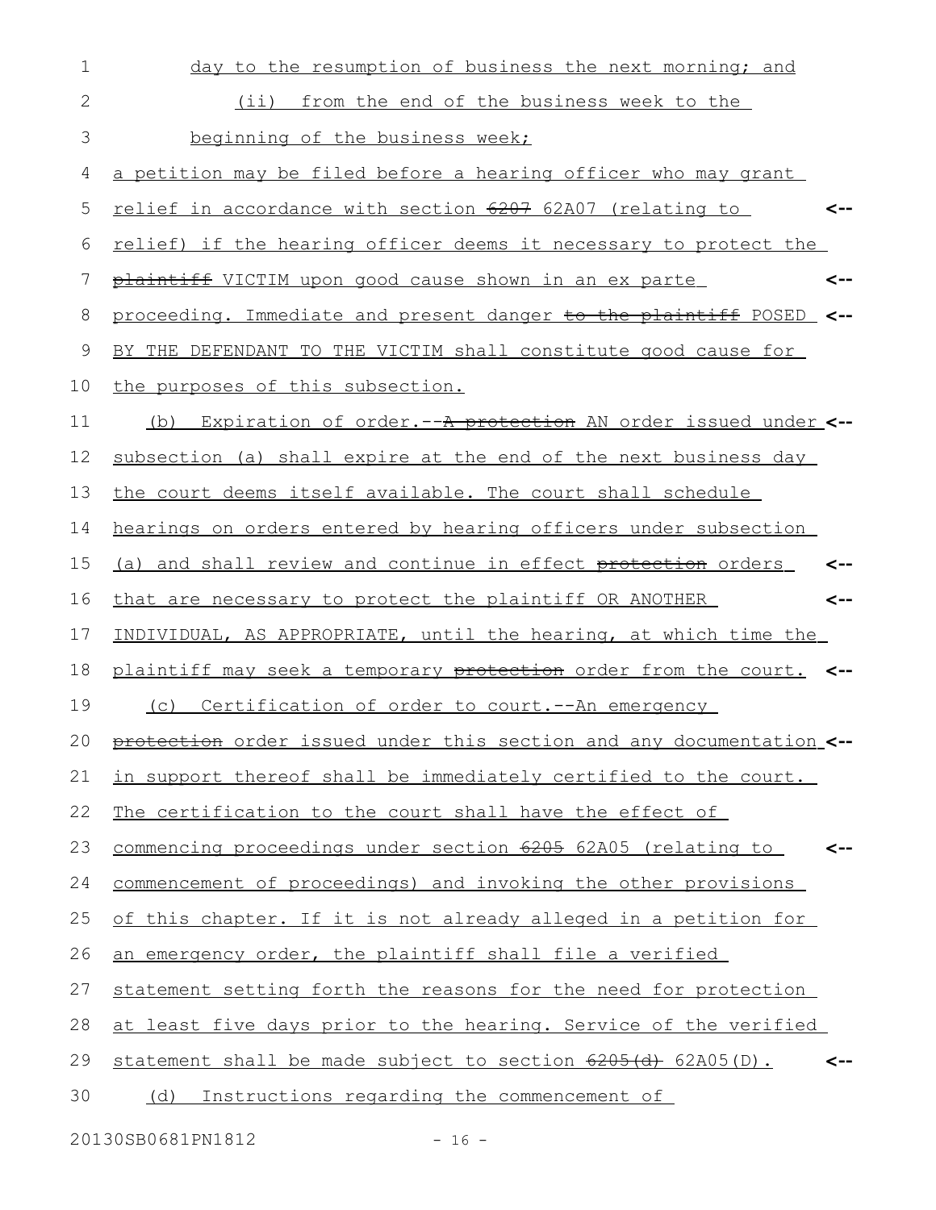day to the resumption of business the next morning; and

(ii) from the end of the business week to the beginning of the business week;

a petition may be filed before a hearing officer who may grant relief in accordance with section ~~6207~~ 62A07 (relating to relief) if the hearing officer deems it necessary to protect the ~~plaintiff~~ VICTIM upon good cause shown in an ex parte proceeding. Immediate and present danger ~~to the plaintiff~~ POSED BY THE DEFENDANT TO THE VICTIM shall constitute good cause for the purposes of this subsection.

(b) Expiration of order.--~~A protection~~ AN order issued under subsection (a) shall expire at the end of the next business day the court deems itself available. The court shall schedule hearings on orders entered by hearing officers under subsection (a) and shall review and continue in effect ~~protection~~ orders that are necessary to protect the plaintiff OR ANOTHER INDIVIDUAL, AS APPROPRIATE, until the hearing, at which time the plaintiff may seek a temporary ~~protection~~ order from the court.

(c) Certification of order to court.--An emergency ~~protection~~ order issued under this section and any documentation in support thereof shall be immediately certified to the court. The certification to the court shall have the effect of commencing proceedings under section ~~6205~~ 62A05 (relating to commencement of proceedings) and invoking the other provisions of this chapter. If it is not already alleged in a petition for an emergency order, the plaintiff shall file a verified statement setting forth the reasons for the need for protection at least five days prior to the hearing. Service of the verified statement shall be made subject to section ~~6205(d)~~ 62A05(D).

(d) Instructions regarding the commencement of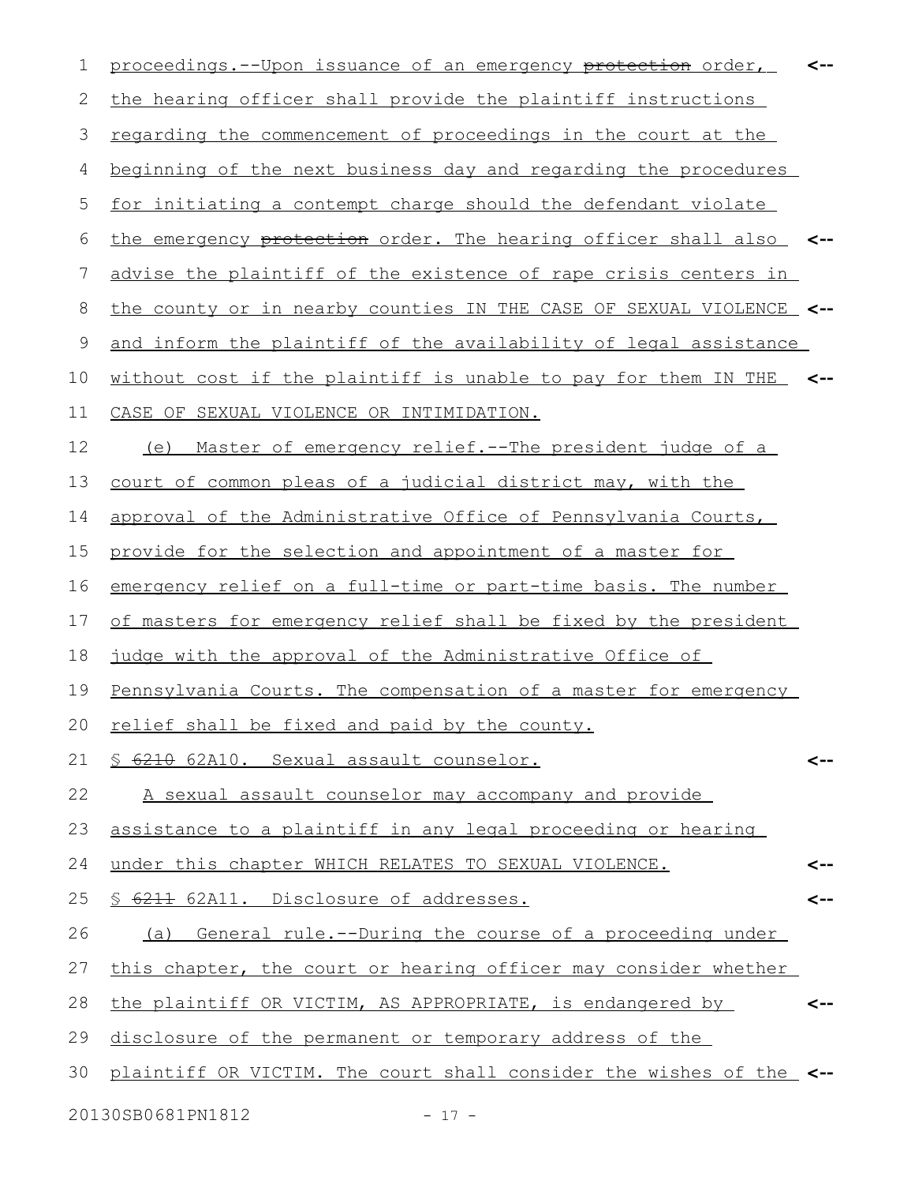proceedings.--Upon issuance of an emergency ~~protection~~ order, the hearing officer shall provide the plaintiff instructions regarding the commencement of proceedings in the court at the beginning of the next business day and regarding the procedures for initiating a contempt charge should the defendant violate the emergency ~~protection~~ order. The hearing officer shall also advise the plaintiff of the existence of rape crisis centers in the county or in nearby counties IN THE CASE OF SEXUAL VIOLENCE and inform the plaintiff of the availability of legal assistance without cost if the plaintiff is unable to pay for them IN THE CASE OF SEXUAL VIOLENCE OR INTIMIDATION.

(e) Master of emergency relief.--The president judge of a court of common pleas of a judicial district may, with the approval of the Administrative Office of Pennsylvania Courts, provide for the selection and appointment of a master for emergency relief on a full-time or part-time basis. The number of masters for emergency relief shall be fixed by the president judge with the approval of the Administrative Office of Pennsylvania Courts. The compensation of a master for emergency relief shall be fixed and paid by the county.

§ ~~6210~~ 62A10. Sexual assault counselor.

A sexual assault counselor may accompany and provide assistance to a plaintiff in any legal proceeding or hearing under this chapter WHICH RELATES TO SEXUAL VIOLENCE.

§ ~~6211~~ 62A11. Disclosure of addresses.

(a) General rule.--During the course of a proceeding under this chapter, the court or hearing officer may consider whether the plaintiff OR VICTIM, AS APPROPRIATE, is endangered by disclosure of the permanent or temporary address of the plaintiff OR VICTIM. The court shall consider the wishes of the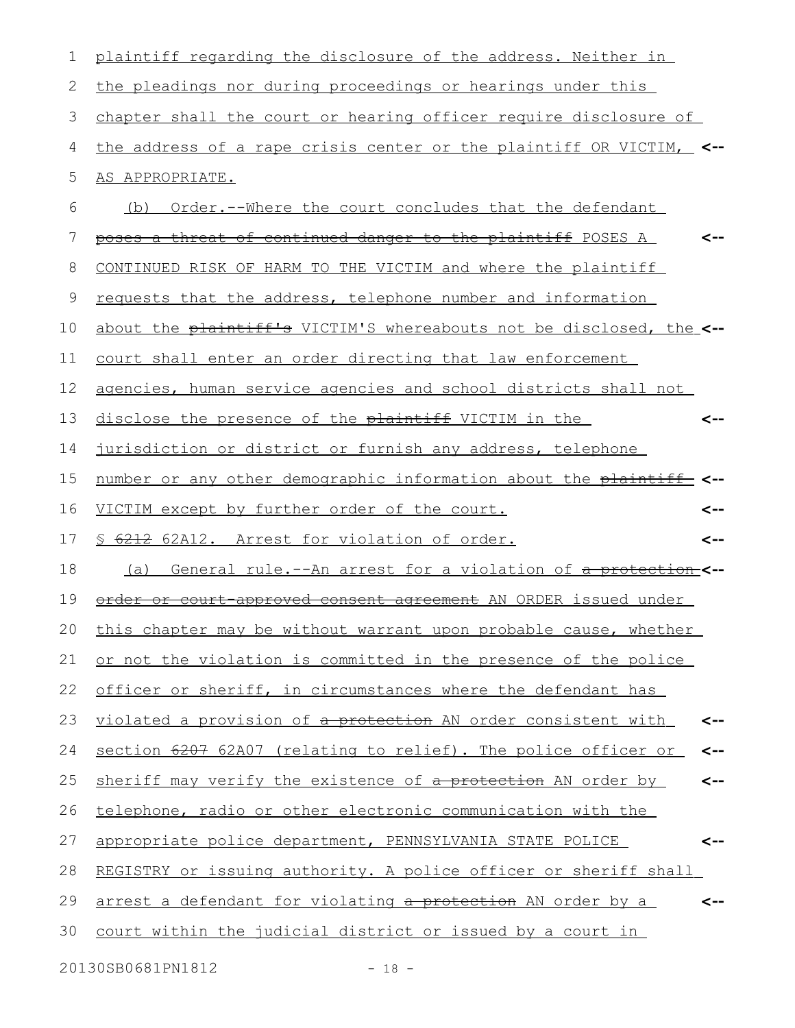plaintiff regarding the disclosure of the address. Neither in the pleadings nor during proceedings or hearings under this chapter shall the court or hearing officer require disclosure of the address of a rape crisis center or the plaintiff OR VICTIM, AS APPROPRIATE.

(b) Order.--Where the court concludes that the defendant ~~poses a threat of continued danger to the plaintiff~~ POSES A CONTINUED RISK OF HARM TO THE VICTIM and where the plaintiff requests that the address, telephone number and information about the ~~plaintiff's~~ VICTIM'S whereabouts not be disclosed, the court shall enter an order directing that law enforcement agencies, human service agencies and school districts shall not disclose the presence of the ~~plaintiff~~ VICTIM in the jurisdiction or district or furnish any address, telephone number or any other demographic information about the ~~plaintiff~~ VICTIM except by further order of the court.

§ ~~6212~~ 62A12. Arrest for violation of order.

(a) General rule.--An arrest for a violation of ~~a protection order or court-approved consent agreement~~ AN ORDER issued under this chapter may be without warrant upon probable cause, whether or not the violation is committed in the presence of the police officer or sheriff, in circumstances where the defendant has violated a provision of ~~a protection~~ AN order consistent with section ~~6207~~ 62A07 (relating to relief). The police officer or sheriff may verify the existence of ~~a protection~~ AN order by telephone, radio or other electronic communication with the appropriate police department, PENNSYLVANIA STATE POLICE REGISTRY or issuing authority. A police officer or sheriff shall arrest a defendant for violating ~~a protection~~ AN order by a court within the judicial district or issued by a court in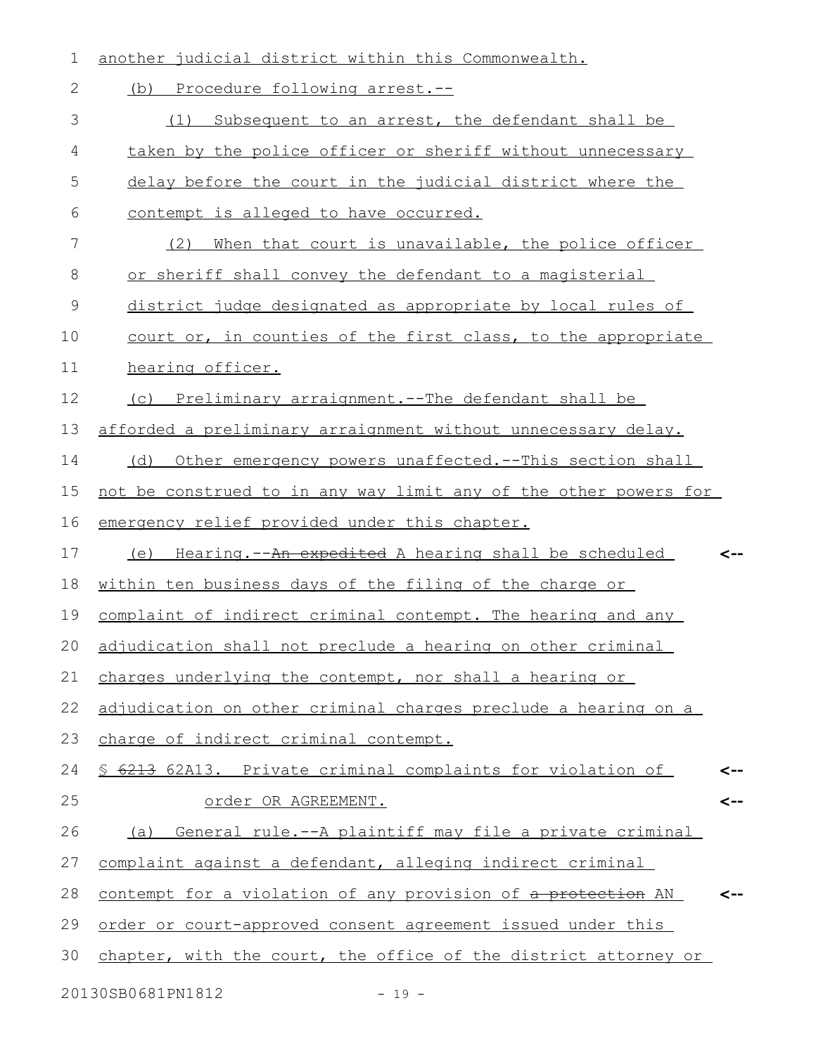another judicial district within this Commonwealth.

(b) Procedure following arrest.--

(1) Subsequent to an arrest, the defendant shall be taken by the police officer or sheriff without unnecessary delay before the court in the judicial district where the contempt is alleged to have occurred.

(2) When that court is unavailable, the police officer or sheriff shall convey the defendant to a magisterial district judge designated as appropriate by local rules of court or, in counties of the first class, to the appropriate hearing officer.

(c) Preliminary arraignment.--The defendant shall be afforded a preliminary arraignment without unnecessary delay.

(d) Other emergency powers unaffected.--This section shall not be construed to in any way limit any of the other powers for emergency relief provided under this chapter.

(e) Hearing.--~~An expedited~~ A hearing shall be scheduled within ten business days of the filing of the charge or complaint of indirect criminal contempt. The hearing and any adjudication shall not preclude a hearing on other criminal charges underlying the contempt, nor shall a hearing or adjudication on other criminal charges preclude a hearing on a charge of indirect criminal contempt.

§ ~~6213~~ 62A13. Private criminal complaints for violation of order OR AGREEMENT.

(a) General rule.--A plaintiff may file a private criminal complaint against a defendant, alleging indirect criminal contempt for a violation of any provision of ~~a protection~~ AN order or court-approved consent agreement issued under this chapter, with the court, the office of the district attorney or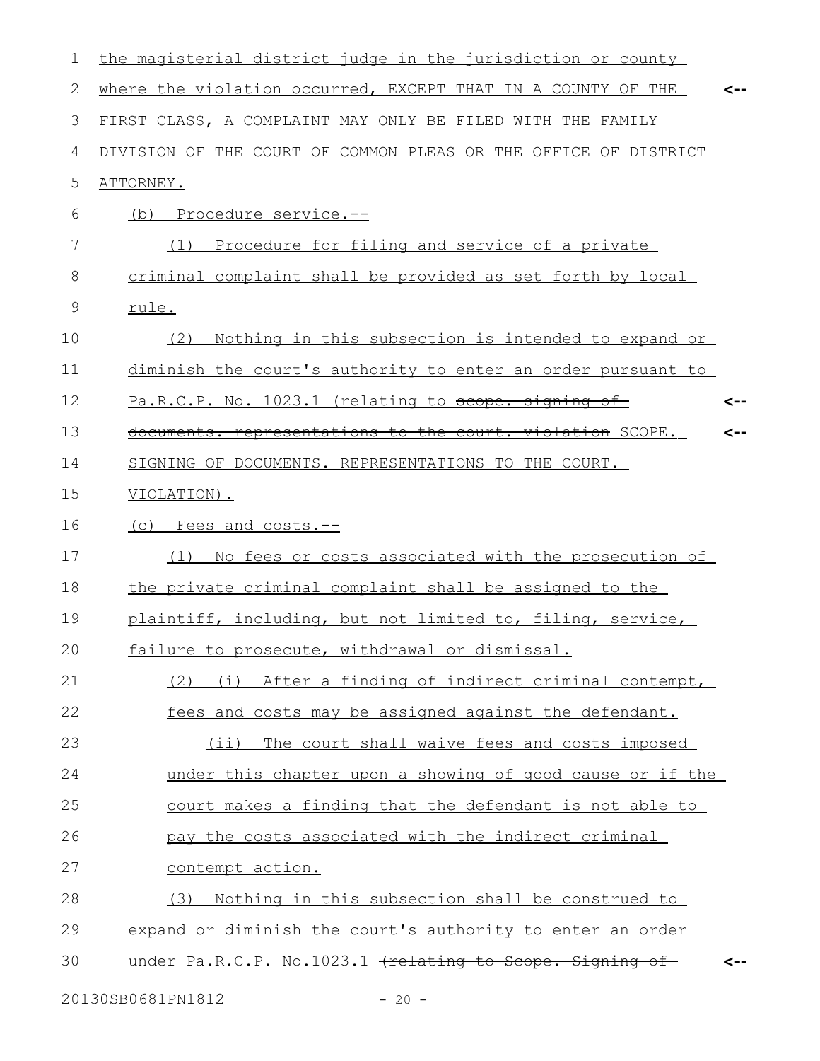the magisterial district judge in the jurisdiction or county where the violation occurred, EXCEPT THAT IN A COUNTY OF THE FIRST CLASS, A COMPLAINT MAY ONLY BE FILED WITH THE FAMILY DIVISION OF THE COURT OF COMMON PLEAS OR THE OFFICE OF DISTRICT ATTORNEY.

(b) Procedure service.--

(1) Procedure for filing and service of a private criminal complaint shall be provided as set forth by local rule.

(2) Nothing in this subsection is intended to expand or diminish the court's authority to enter an order pursuant to Pa.R.C.P. No. 1023.1 (relating to ~~scope. signing of documents. representations to the court. violation~~ SCOPE. SIGNING OF DOCUMENTS. REPRESENTATIONS TO THE COURT. VIOLATION).

(c) Fees and costs.--

(1) No fees or costs associated with the prosecution of the private criminal complaint shall be assigned to the plaintiff, including, but not limited to, filing, service, failure to prosecute, withdrawal or dismissal.

(2) (i) After a finding of indirect criminal contempt, fees and costs may be assigned against the defendant.

(ii) The court shall waive fees and costs imposed under this chapter upon a showing of good cause or if the court makes a finding that the defendant is not able to pay the costs associated with the indirect criminal contempt action.

(3) Nothing in this subsection shall be construed to expand or diminish the court's authority to enter an order under Pa.R.C.P. No.1023.1 ~~(relating to Scope. Signing of~~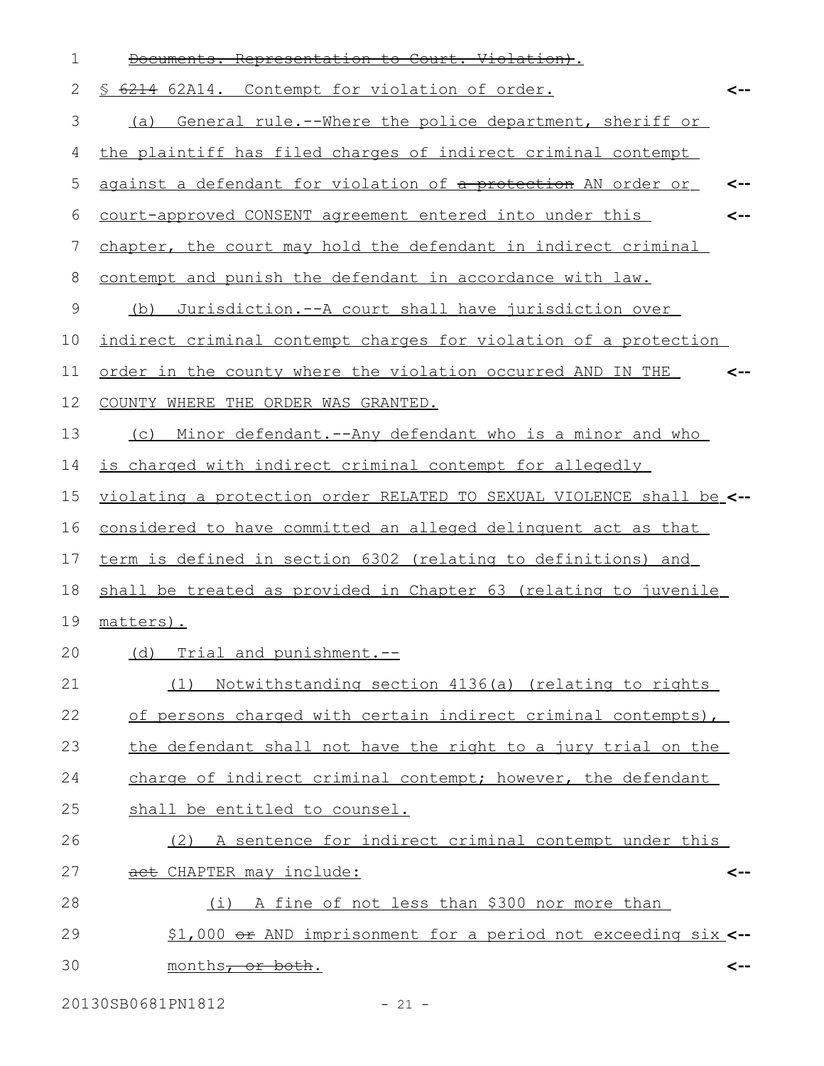~~Documents. Representation to Court. Violation)~~.

§ ~~6214~~ 62A14. Contempt for violation of order.

(a) General rule.--Where the police department, sheriff or the plaintiff has filed charges of indirect criminal contempt against a defendant for violation of ~~a protection~~ AN order or court-approved CONSENT agreement entered into under this chapter, the court may hold the defendant in indirect criminal contempt and punish the defendant in accordance with law.

(b) Jurisdiction.--A court shall have jurisdiction over indirect criminal contempt charges for violation of a protection order in the county where the violation occurred AND IN THE COUNTY WHERE THE ORDER WAS GRANTED.

(c) Minor defendant.--Any defendant who is a minor and who is charged with indirect criminal contempt for allegedly violating a protection order RELATED TO SEXUAL VIOLENCE shall be considered to have committed an alleged delinquent act as that term is defined in section 6302 (relating to definitions) and shall be treated as provided in Chapter 63 (relating to juvenile matters).

(d) Trial and punishment.--

(1) Notwithstanding section 4136(a) (relating to rights of persons charged with certain indirect criminal contempts), the defendant shall not have the right to a jury trial on the charge of indirect criminal contempt; however, the defendant shall be entitled to counsel.

(2) A sentence for indirect criminal contempt under this ~~act~~ CHAPTER may include:

(i) A fine of not less than $300 nor more than $1,000 ~~or~~ AND imprisonment for a period not exceeding six months~~, or both~~.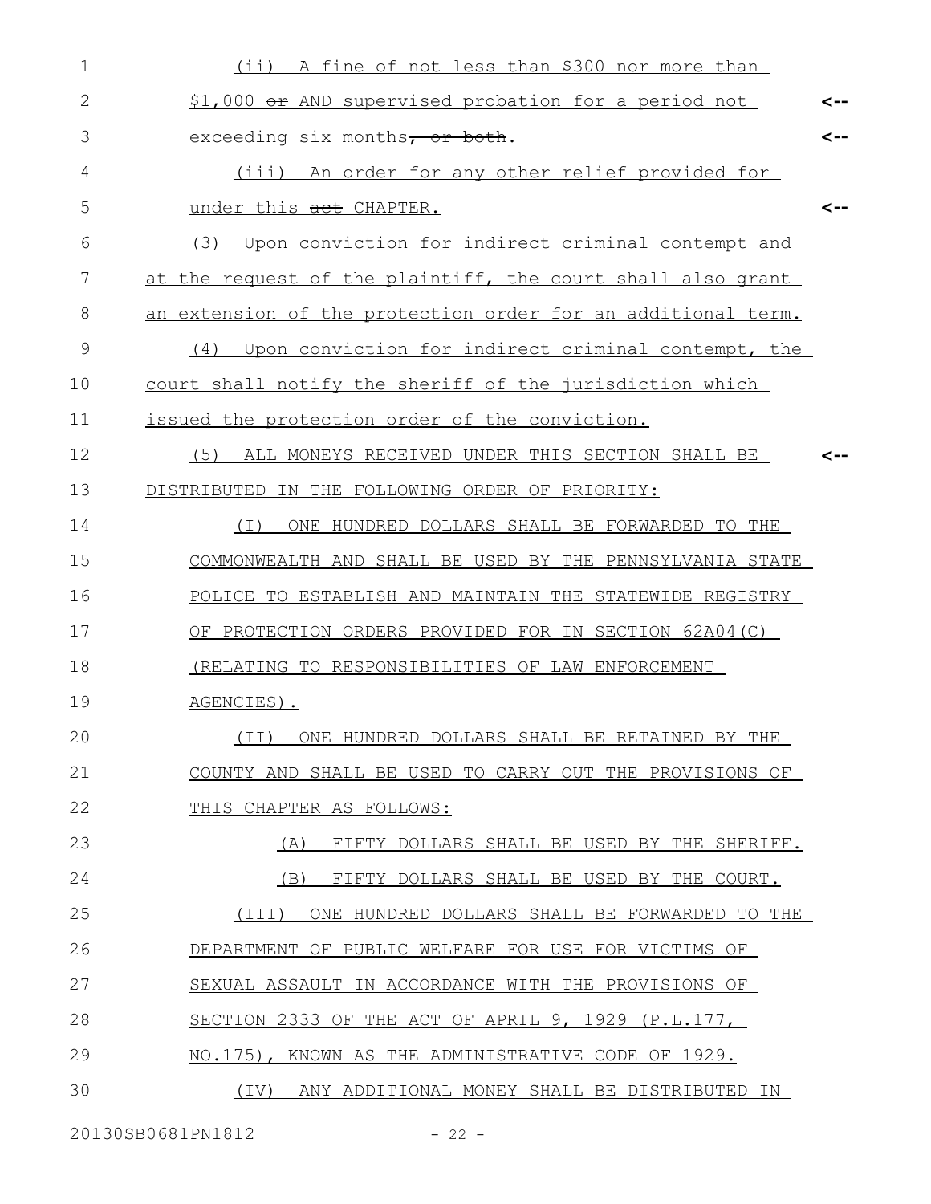(ii) A fine of not less than $300 nor more than $1,000 ~~or~~ AND supervised probation for a period not exceeding six months~~, or both~~.

(iii) An order for any other relief provided for under this ~~act~~ CHAPTER.

(3) Upon conviction for indirect criminal contempt and at the request of the plaintiff, the court shall also grant an extension of the protection order for an additional term.

(4) Upon conviction for indirect criminal contempt, the court shall notify the sheriff of the jurisdiction which issued the protection order of the conviction.

(5) ALL MONEYS RECEIVED UNDER THIS SECTION SHALL BE DISTRIBUTED IN THE FOLLOWING ORDER OF PRIORITY:

(I) ONE HUNDRED DOLLARS SHALL BE FORWARDED TO THE COMMONWEALTH AND SHALL BE USED BY THE PENNSYLVANIA STATE POLICE TO ESTABLISH AND MAINTAIN THE STATEWIDE REGISTRY OF PROTECTION ORDERS PROVIDED FOR IN SECTION 62A04(C) (RELATING TO RESPONSIBILITIES OF LAW ENFORCEMENT AGENCIES).

(II) ONE HUNDRED DOLLARS SHALL BE RETAINED BY THE COUNTY AND SHALL BE USED TO CARRY OUT THE PROVISIONS OF THIS CHAPTER AS FOLLOWS:

(A) FIFTY DOLLARS SHALL BE USED BY THE SHERIFF.

(B) FIFTY DOLLARS SHALL BE USED BY THE COURT.

(III) ONE HUNDRED DOLLARS SHALL BE FORWARDED TO THE DEPARTMENT OF PUBLIC WELFARE FOR USE FOR VICTIMS OF SEXUAL ASSAULT IN ACCORDANCE WITH THE PROVISIONS OF SECTION 2333 OF THE ACT OF APRIL 9, 1929 (P.L.177, NO.175), KNOWN AS THE ADMINISTRATIVE CODE OF 1929.

(IV) ANY ADDITIONAL MONEY SHALL BE DISTRIBUTED IN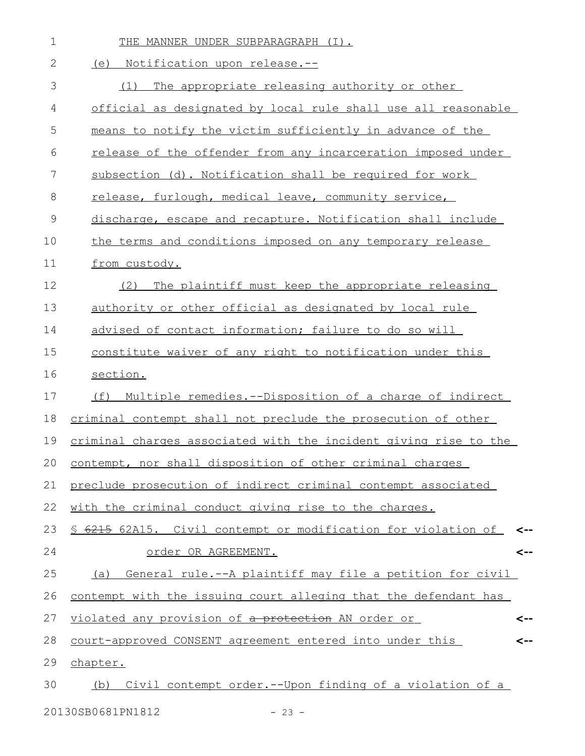THE MANNER UNDER SUBPARAGRAPH (I).

(e) Notification upon release.--

(1) The appropriate releasing authority or other official as designated by local rule shall use all reasonable means to notify the victim sufficiently in advance of the release of the offender from any incarceration imposed under subsection (d). Notification shall be required for work release, furlough, medical leave, community service, discharge, escape and recapture. Notification shall include the terms and conditions imposed on any temporary release from custody.

(2) The plaintiff must keep the appropriate releasing authority or other official as designated by local rule advised of contact information; failure to do so will constitute waiver of any right to notification under this section.

(f) Multiple remedies.--Disposition of a charge of indirect criminal contempt shall not preclude the prosecution of other criminal charges associated with the incident giving rise to the contempt, nor shall disposition of other criminal charges preclude prosecution of indirect criminal contempt associated with the criminal conduct giving rise to the charges.

§ ~~6215~~ 62A15. Civil contempt or modification for violation of order OR AGREEMENT.

(a) General rule.--A plaintiff may file a petition for civil contempt with the issuing court alleging that the defendant has violated any provision of ~~a protection~~ AN order or court-approved CONSENT agreement entered into under this chapter.

(b) Civil contempt order.--Upon finding of a violation of a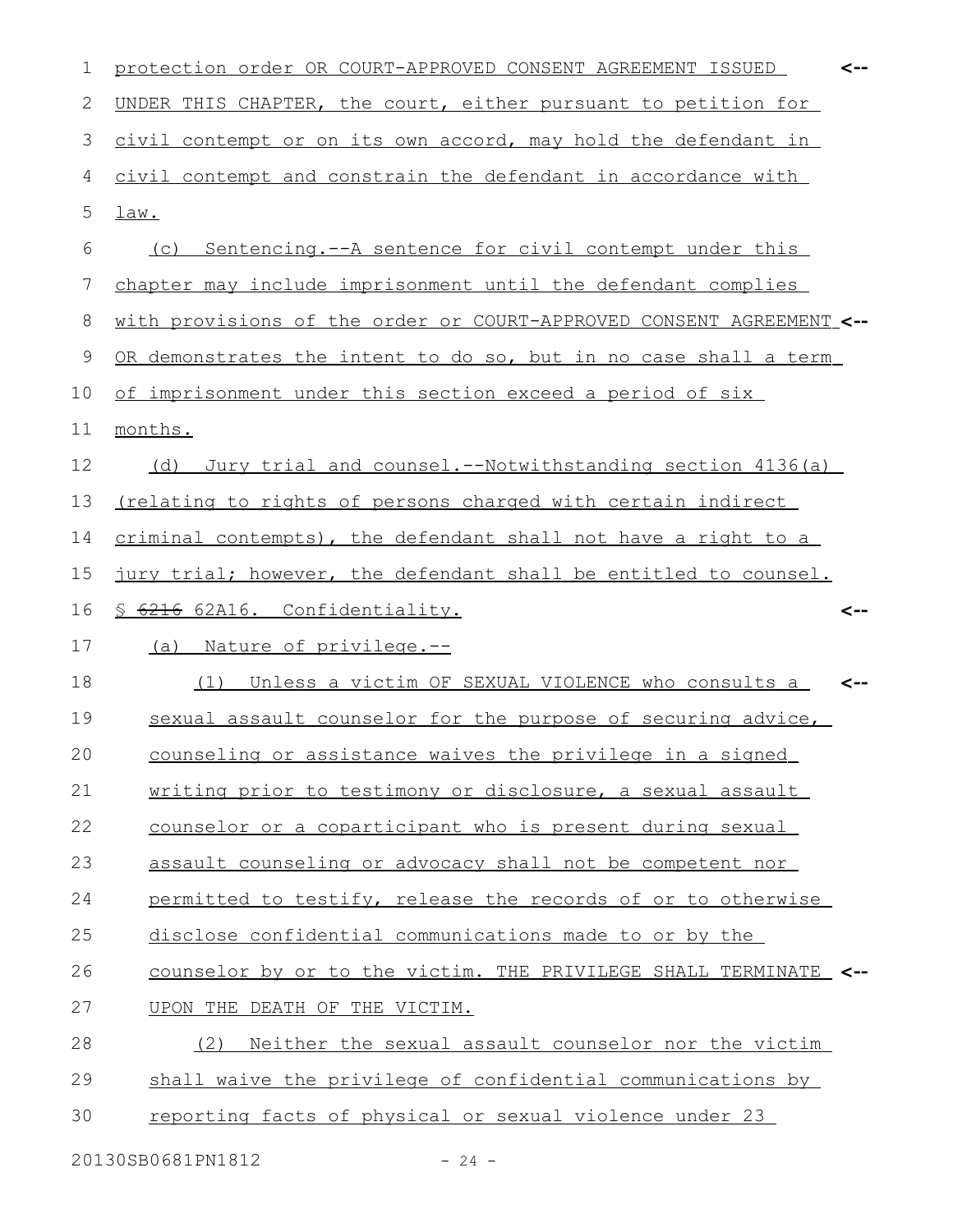protection order OR COURT-APPROVED CONSENT AGREEMENT ISSUED UNDER THIS CHAPTER, the court, either pursuant to petition for civil contempt or on its own accord, may hold the defendant in civil contempt and constrain the defendant in accordance with law.

(c) Sentencing.--A sentence for civil contempt under this chapter may include imprisonment until the defendant complies with provisions of the order or COURT-APPROVED CONSENT AGREEMENT OR demonstrates the intent to do so, but in no case shall a term of imprisonment under this section exceed a period of six months.

(d) Jury trial and counsel.--Notwithstanding section 4136(a) (relating to rights of persons charged with certain indirect criminal contempts), the defendant shall not have a right to a jury trial; however, the defendant shall be entitled to counsel.

§ ~~6216~~ 62A16. Confidentiality.

(a) Nature of privilege.--

(1) Unless a victim OF SEXUAL VIOLENCE who consults a sexual assault counselor for the purpose of securing advice, counseling or assistance waives the privilege in a signed writing prior to testimony or disclosure, a sexual assault counselor or a coparticipant who is present during sexual assault counseling or advocacy shall not be competent nor permitted to testify, release the records of or to otherwise disclose confidential communications made to or by the counselor by or to the victim. THE PRIVILEGE SHALL TERMINATE UPON THE DEATH OF THE VICTIM.

(2) Neither the sexual assault counselor nor the victim shall waive the privilege of confidential communications by reporting facts of physical or sexual violence under 23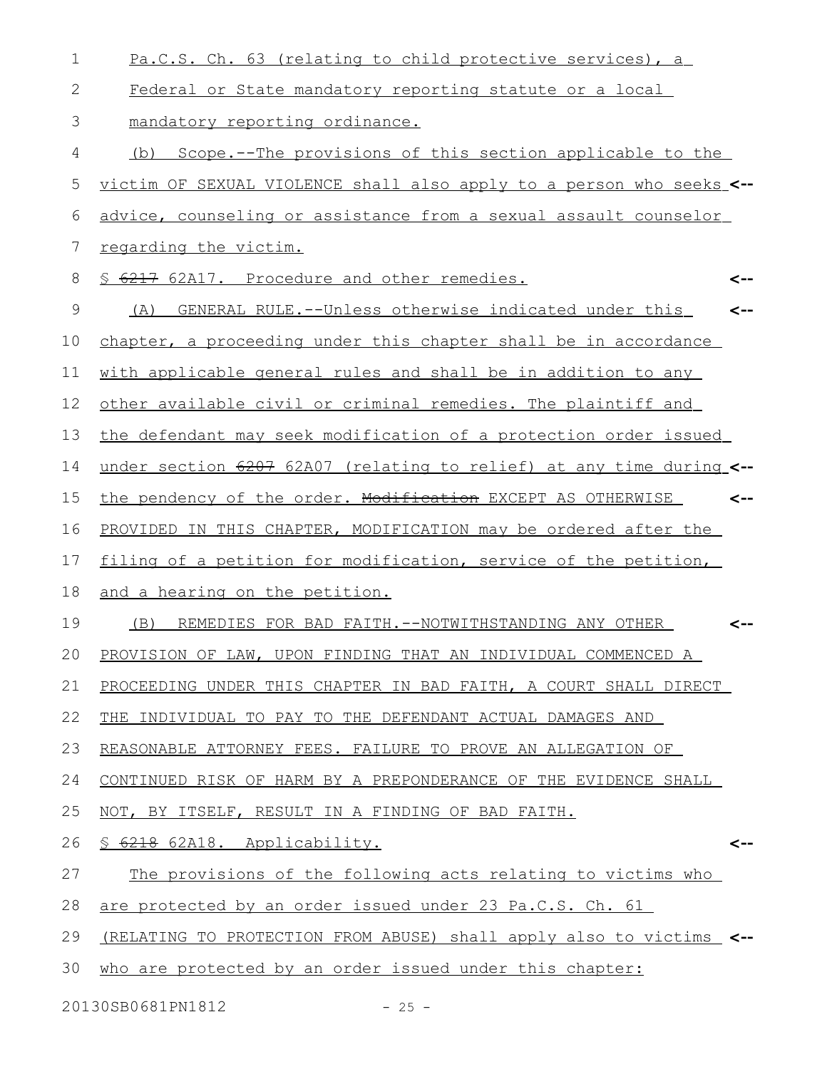Pa.C.S. Ch. 63 (relating to child protective services), a Federal or State mandatory reporting statute or a local mandatory reporting ordinance.

(b) Scope.--The provisions of this section applicable to the victim OF SEXUAL VIOLENCE shall also apply to a person who seeks advice, counseling or assistance from a sexual assault counselor regarding the victim.

§ ~~6217~~ 62A17. Procedure and other remedies.

(A) GENERAL RULE.--Unless otherwise indicated under this chapter, a proceeding under this chapter shall be in accordance with applicable general rules and shall be in addition to any other available civil or criminal remedies. The plaintiff and the defendant may seek modification of a protection order issued under section ~~6207~~ 62A07 (relating to relief) at any time during the pendency of the order. ~~Modification~~ EXCEPT AS OTHERWISE PROVIDED IN THIS CHAPTER, MODIFICATION may be ordered after the filing of a petition for modification, service of the petition, and a hearing on the petition.

(B) REMEDIES FOR BAD FAITH.--NOTWITHSTANDING ANY OTHER PROVISION OF LAW, UPON FINDING THAT AN INDIVIDUAL COMMENCED A PROCEEDING UNDER THIS CHAPTER IN BAD FAITH, A COURT SHALL DIRECT THE INDIVIDUAL TO PAY TO THE DEFENDANT ACTUAL DAMAGES AND REASONABLE ATTORNEY FEES. FAILURE TO PROVE AN ALLEGATION OF CONTINUED RISK OF HARM BY A PREPONDERANCE OF THE EVIDENCE SHALL NOT, BY ITSELF, RESULT IN A FINDING OF BAD FAITH.

§ ~~6218~~ 62A18. Applicability.

The provisions of the following acts relating to victims who are protected by an order issued under 23 Pa.C.S. Ch. 61 (RELATING TO PROTECTION FROM ABUSE) shall apply also to victims who are protected by an order issued under this chapter: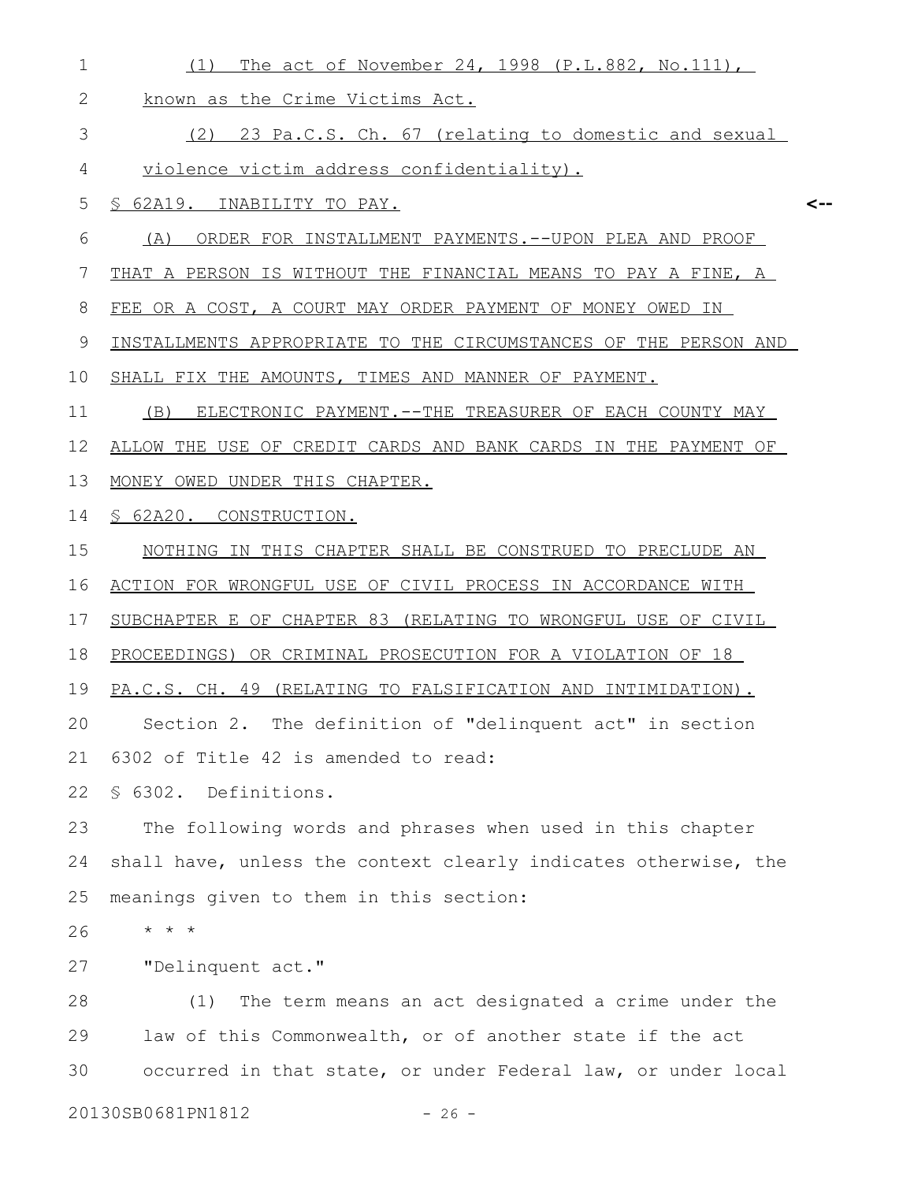(1) The act of November 24, 1998 (P.L.882, No.111), known as the Crime Victims Act.

(2) 23 Pa.C.S. Ch. 67 (relating to domestic and sexual violence victim address confidentiality).

§ 62A19. INABILITY TO PAY.

(A) ORDER FOR INSTALLMENT PAYMENTS.--UPON PLEA AND PROOF THAT A PERSON IS WITHOUT THE FINANCIAL MEANS TO PAY A FINE, A FEE OR A COST, A COURT MAY ORDER PAYMENT OF MONEY OWED IN INSTALLMENTS APPROPRIATE TO THE CIRCUMSTANCES OF THE PERSON AND SHALL FIX THE AMOUNTS, TIMES AND MANNER OF PAYMENT.

(B) ELECTRONIC PAYMENT.--THE TREASURER OF EACH COUNTY MAY ALLOW THE USE OF CREDIT CARDS AND BANK CARDS IN THE PAYMENT OF MONEY OWED UNDER THIS CHAPTER.

§ 62A20. CONSTRUCTION.

NOTHING IN THIS CHAPTER SHALL BE CONSTRUED TO PRECLUDE AN ACTION FOR WRONGFUL USE OF CIVIL PROCESS IN ACCORDANCE WITH SUBCHAPTER E OF CHAPTER 83 (RELATING TO WRONGFUL USE OF CIVIL PROCEEDINGS) OR CRIMINAL PROSECUTION FOR A VIOLATION OF 18 PA.C.S. CH. 49 (RELATING TO FALSIFICATION AND INTIMIDATION).

Section 2. The definition of "delinquent act" in section 6302 of Title 42 is amended to read:

§ 6302. Definitions.

The following words and phrases when used in this chapter shall have, unless the context clearly indicates otherwise, the meanings given to them in this section:

* * *

"Delinquent act."

(1) The term means an act designated a crime under the law of this Commonwealth, or of another state if the act occurred in that state, or under Federal law, or under local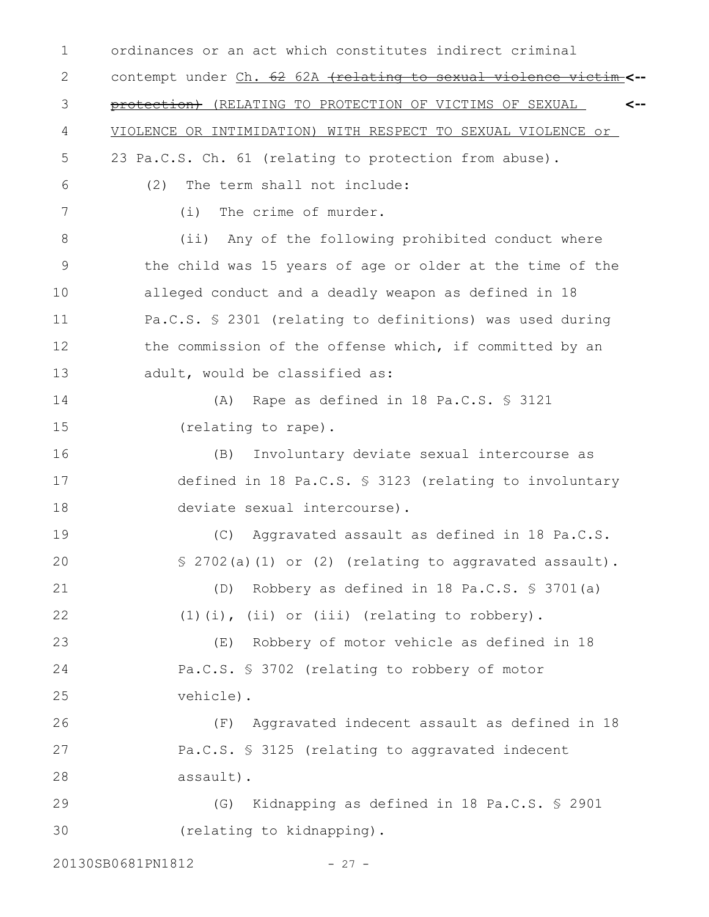ordinances or an act which constitutes indirect criminal contempt under Ch. ~~62~~ 62A ~~(relating to sexual violence victim protection)~~ (RELATING TO PROTECTION OF VICTIMS OF SEXUAL VIOLENCE OR INTIMIDATION) WITH RESPECT TO SEXUAL VIOLENCE or 23 Pa.C.S. Ch. 61 (relating to protection from abuse).

(2) The term shall not include:

(i) The crime of murder.

(ii) Any of the following prohibited conduct where the child was 15 years of age or older at the time of the alleged conduct and a deadly weapon as defined in 18 Pa.C.S. § 2301 (relating to definitions) was used during the commission of the offense which, if committed by an adult, would be classified as:

(A) Rape as defined in 18 Pa.C.S. § 3121 (relating to rape).

(B) Involuntary deviate sexual intercourse as defined in 18 Pa.C.S. § 3123 (relating to involuntary deviate sexual intercourse).

(C) Aggravated assault as defined in 18 Pa.C.S. § 2702(a)(1) or (2) (relating to aggravated assault).

(D) Robbery as defined in 18 Pa.C.S. § 3701(a)(1)(i), (ii) or (iii) (relating to robbery).

(E) Robbery of motor vehicle as defined in 18 Pa.C.S. § 3702 (relating to robbery of motor vehicle).

(F) Aggravated indecent assault as defined in 18 Pa.C.S. § 3125 (relating to aggravated indecent assault).

(G) Kidnapping as defined in 18 Pa.C.S. § 2901 (relating to kidnapping).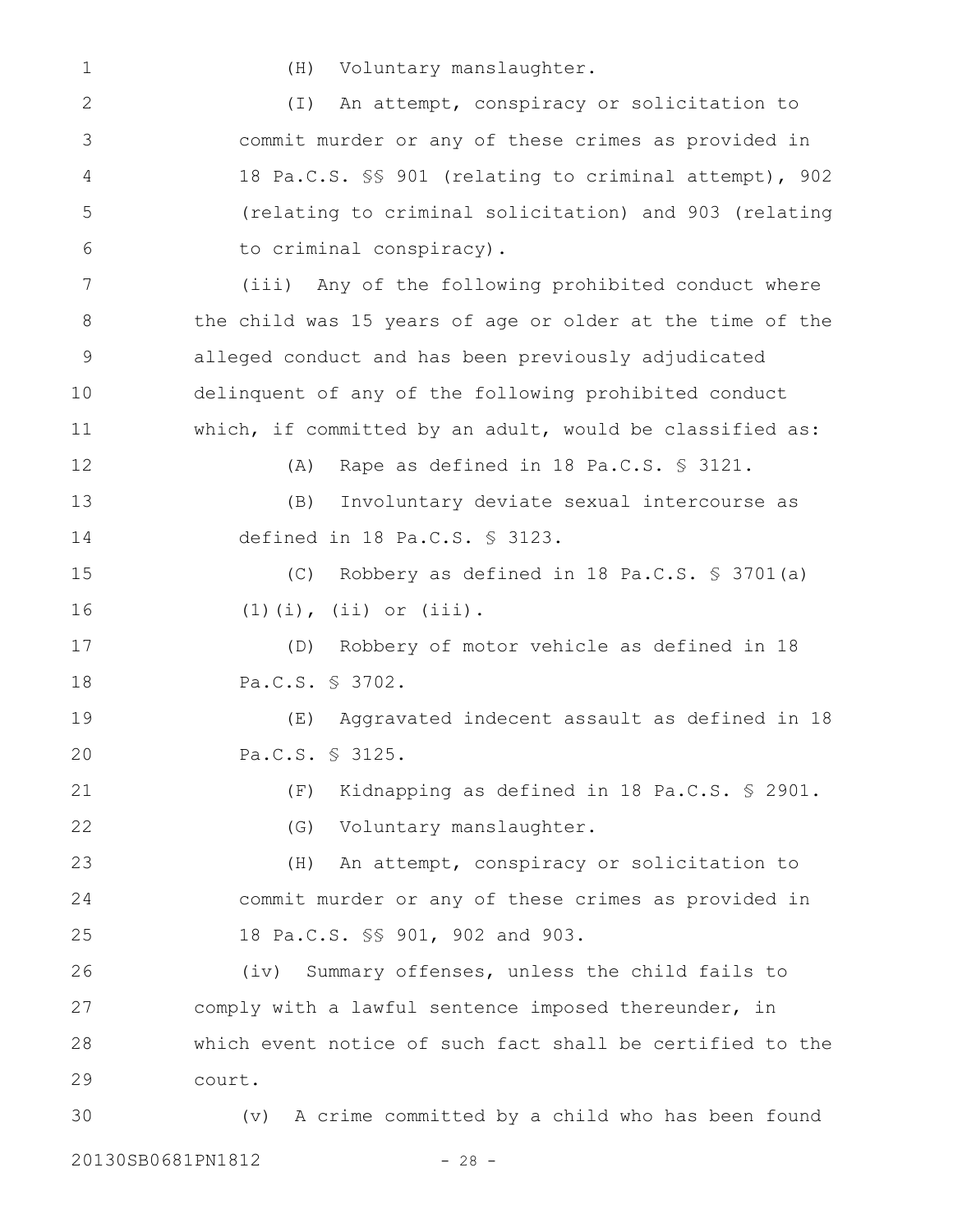(H) Voluntary manslaughter.

(I) An attempt, conspiracy or solicitation to commit murder or any of these crimes as provided in 18 Pa.C.S. §§ 901 (relating to criminal attempt), 902 (relating to criminal solicitation) and 903 (relating to criminal conspiracy).

(iii) Any of the following prohibited conduct where the child was 15 years of age or older at the time of the alleged conduct and has been previously adjudicated delinquent of any of the following prohibited conduct which, if committed by an adult, would be classified as:

(A) Rape as defined in 18 Pa.C.S. § 3121.

(B) Involuntary deviate sexual intercourse as defined in 18 Pa.C.S. § 3123.

(C) Robbery as defined in 18 Pa.C.S. § 3701(a)(1)(i), (ii) or (iii).

(D) Robbery of motor vehicle as defined in 18 Pa.C.S. § 3702.

(E) Aggravated indecent assault as defined in 18 Pa.C.S. § 3125.

(F) Kidnapping as defined in 18 Pa.C.S. § 2901.

(G) Voluntary manslaughter.

(H) An attempt, conspiracy or solicitation to commit murder or any of these crimes as provided in 18 Pa.C.S. §§ 901, 902 and 903.

(iv) Summary offenses, unless the child fails to comply with a lawful sentence imposed thereunder, in which event notice of such fact shall be certified to the court.

(v) A crime committed by a child who has been found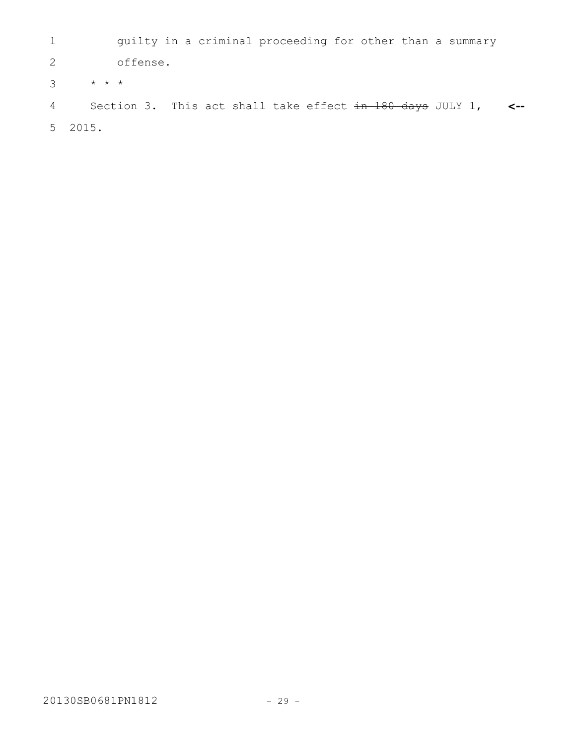guilty in a criminal proceeding for other than a summary offense.

* * *

Section 3. This act shall take effect ~~in 180 days~~ JULY 1, 2015.